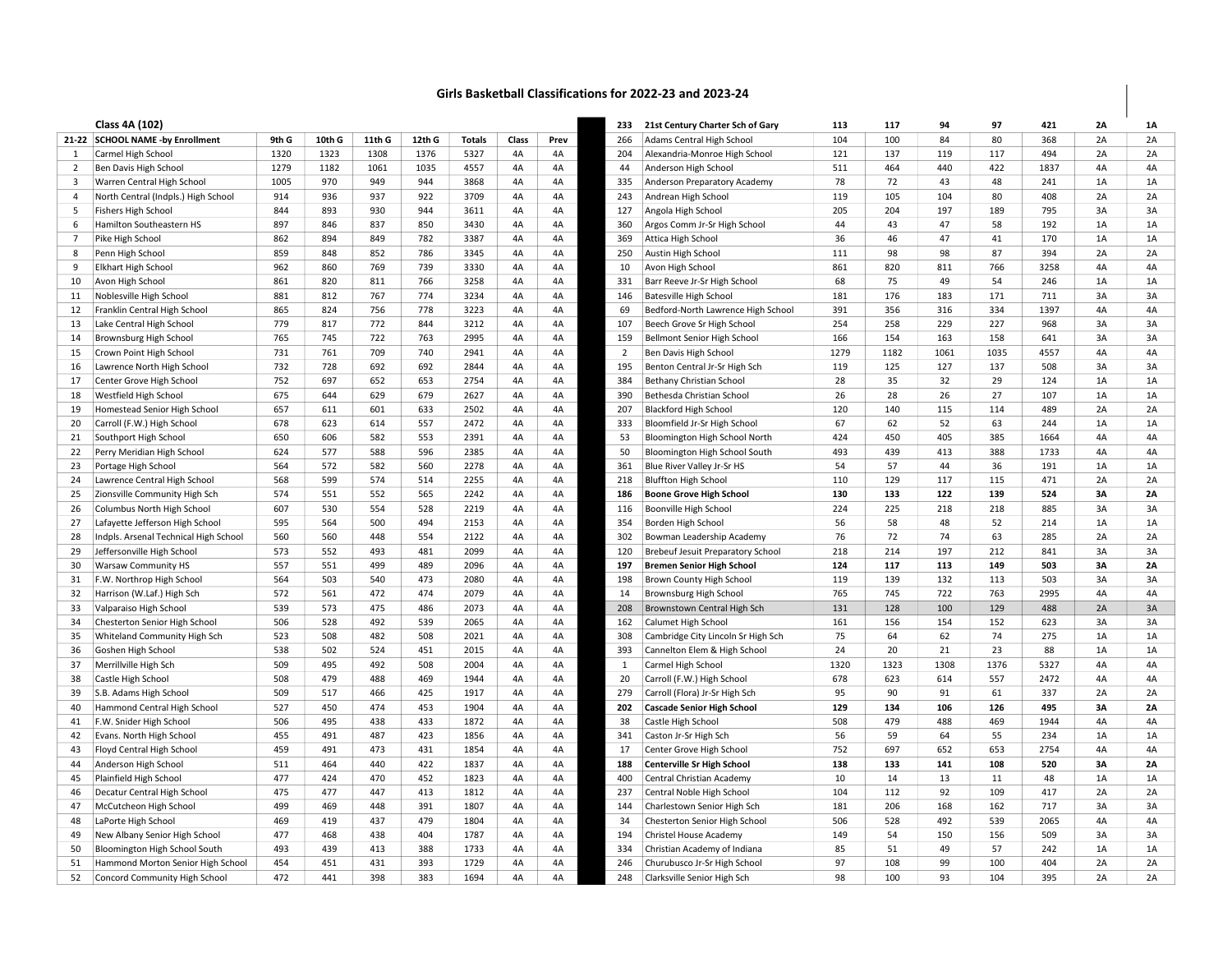# Girls Basketball Classifications for 2022-23 and 2023-24

## Class 4A (102)

| 21-22 | SCHOOL NAME -by Enrollment | 9th G | 10th G | 11th G | 12th G | Totals | Class | Prev |
|---|---|---|---|---|---|---|---|---|
| 1 | Carmel High School | 1320 | 1323 | 1308 | 1376 | 5327 | 4A | 4A |
| 2 | Ben Davis High School | 1279 | 1182 | 1061 | 1035 | 4557 | 4A | 4A |
| 3 | Warren Central High School | 1005 | 970 | 949 | 944 | 3868 | 4A | 4A |
| 4 | North Central (Indpls.) High School | 914 | 936 | 937 | 922 | 3709 | 4A | 4A |
| 5 | Fishers High School | 844 | 893 | 930 | 944 | 3611 | 4A | 4A |
| 6 | Hamilton Southeastern HS | 897 | 846 | 837 | 850 | 3430 | 4A | 4A |
| 7 | Pike High School | 862 | 894 | 849 | 782 | 3387 | 4A | 4A |
| 8 | Penn High School | 859 | 848 | 852 | 786 | 3345 | 4A | 4A |
| 9 | Elkhart High School | 962 | 860 | 769 | 739 | 3330 | 4A | 4A |
| 10 | Avon High School | 861 | 820 | 811 | 766 | 3258 | 4A | 4A |
| 11 | Noblesville High School | 881 | 812 | 767 | 774 | 3234 | 4A | 4A |
| 12 | Franklin Central High School | 865 | 824 | 756 | 778 | 3223 | 4A | 4A |
| 13 | Lake Central High School | 779 | 817 | 772 | 844 | 3212 | 4A | 4A |
| 14 | Brownsburg High School | 765 | 745 | 722 | 763 | 2995 | 4A | 4A |
| 15 | Crown Point High School | 731 | 761 | 709 | 740 | 2941 | 4A | 4A |
| 16 | Lawrence North High School | 732 | 728 | 692 | 692 | 2844 | 4A | 4A |
| 17 | Center Grove High School | 752 | 697 | 652 | 653 | 2754 | 4A | 4A |
| 18 | Westfield High School | 675 | 644 | 629 | 679 | 2627 | 4A | 4A |
| 19 | Homestead Senior High School | 657 | 611 | 601 | 633 | 2502 | 4A | 4A |
| 20 | Carroll (F.W.) High School | 678 | 623 | 614 | 557 | 2472 | 4A | 4A |
| 21 | Southport High School | 650 | 606 | 582 | 553 | 2391 | 4A | 4A |
| 22 | Perry Meridian High School | 624 | 577 | 588 | 596 | 2385 | 4A | 4A |
| 23 | Portage High School | 564 | 572 | 582 | 560 | 2278 | 4A | 4A |
| 24 | Lawrence Central High School | 568 | 599 | 574 | 514 | 2255 | 4A | 4A |
| 25 | Zionsville Community High Sch | 574 | 551 | 552 | 565 | 2242 | 4A | 4A |
| 26 | Columbus North High School | 607 | 530 | 554 | 528 | 2219 | 4A | 4A |
| 27 | Lafayette Jefferson High School | 595 | 564 | 500 | 494 | 2153 | 4A | 4A |
| 28 | Indpls. Arsenal Technical High School | 560 | 560 | 448 | 554 | 2122 | 4A | 4A |
| 29 | Jeffersonville High School | 573 | 552 | 493 | 481 | 2099 | 4A | 4A |
| 30 | Warsaw Community HS | 557 | 551 | 499 | 489 | 2096 | 4A | 4A |
| 31 | F.W. Northrop High School | 564 | 503 | 540 | 473 | 2080 | 4A | 4A |
| 32 | Harrison (W.Laf.) High Sch | 572 | 561 | 472 | 474 | 2079 | 4A | 4A |
| 33 | Valparaiso High School | 539 | 573 | 475 | 486 | 2073 | 4A | 4A |
| 34 | Chesterton Senior High School | 506 | 528 | 492 | 539 | 2065 | 4A | 4A |
| 35 | Whiteland Community High Sch | 523 | 508 | 482 | 508 | 2021 | 4A | 4A |
| 36 | Goshen High School | 538 | 502 | 524 | 451 | 2015 | 4A | 4A |
| 37 | Merrillville High Sch | 509 | 495 | 492 | 508 | 2004 | 4A | 4A |
| 38 | Castle High School | 508 | 479 | 488 | 469 | 1944 | 4A | 4A |
| 39 | S.B. Adams High School | 509 | 517 | 466 | 425 | 1917 | 4A | 4A |
| 40 | Hammond Central High School | 527 | 450 | 474 | 453 | 1904 | 4A | 4A |
| 41 | F.W. Snider High School | 506 | 495 | 438 | 433 | 1872 | 4A | 4A |
| 42 | Evans. North High School | 455 | 491 | 487 | 423 | 1856 | 4A | 4A |
| 43 | Floyd Central High School | 459 | 491 | 473 | 431 | 1854 | 4A | 4A |
| 44 | Anderson High School | 511 | 464 | 440 | 422 | 1837 | 4A | 4A |
| 45 | Plainfield High School | 477 | 424 | 470 | 452 | 1823 | 4A | 4A |
| 46 | Decatur Central High School | 475 | 477 | 447 | 413 | 1812 | 4A | 4A |
| 47 | McCutcheon High School | 499 | 469 | 448 | 391 | 1807 | 4A | 4A |
| 48 | LaPorte High School | 469 | 419 | 437 | 479 | 1804 | 4A | 4A |
| 49 | New Albany Senior High School | 477 | 468 | 438 | 404 | 1787 | 4A | 4A |
| 50 | Bloomington High School South | 493 | 439 | 413 | 388 | 1733 | 4A | 4A |
| 51 | Hammond Morton Senior High School | 454 | 451 | 431 | 393 | 1729 | 4A | 4A |
| 52 | Concord Community High School | 472 | 441 | 398 | 383 | 1694 | 4A | 4A |

| 233 | 21st Century Charter Sch of Gary | 113 | 117 | 94 | 97 | 421 | 2A | 1A |
|---|---|---|---|---|---|---|---|---|
| 266 | Adams Central High School | 104 | 100 | 84 | 80 | 368 | 2A | 2A |
| 204 | Alexandria-Monroe High School | 121 | 137 | 119 | 117 | 494 | 2A | 2A |
| 44 | Anderson High School | 511 | 464 | 440 | 422 | 1837 | 4A | 4A |
| 335 | Anderson Preparatory Academy | 78 | 72 | 43 | 48 | 241 | 1A | 1A |
| 243 | Andrean High School | 119 | 105 | 104 | 80 | 408 | 2A | 2A |
| 127 | Angola High School | 205 | 204 | 197 | 189 | 795 | 3A | 3A |
| 360 | Argos Comm Jr-Sr High School | 44 | 43 | 47 | 58 | 192 | 1A | 1A |
| 369 | Attica High School | 36 | 46 | 47 | 41 | 170 | 1A | 1A |
| 250 | Austin High School | 111 | 98 | 98 | 87 | 394 | 2A | 2A |
| 10 | Avon High School | 861 | 820 | 811 | 766 | 3258 | 4A | 4A |
| 331 | Barr Reeve Jr-Sr High School | 68 | 75 | 49 | 54 | 246 | 1A | 1A |
| 146 | Batesville High School | 181 | 176 | 183 | 171 | 711 | 3A | 3A |
| 69 | Bedford-North Lawrence High School | 391 | 356 | 316 | 334 | 1397 | 4A | 4A |
| 107 | Beech Grove Sr High School | 254 | 258 | 229 | 227 | 968 | 3A | 3A |
| 159 | Bellmont Senior High School | 166 | 154 | 163 | 158 | 641 | 3A | 3A |
| 2 | Ben Davis High School | 1279 | 1182 | 1061 | 1035 | 4557 | 4A | 4A |
| 195 | Benton Central Jr-Sr High Sch | 119 | 125 | 127 | 137 | 508 | 3A | 3A |
| 384 | Bethany Christian School | 28 | 35 | 32 | 29 | 124 | 1A | 1A |
| 390 | Bethesda Christian School | 26 | 28 | 26 | 27 | 107 | 1A | 1A |
| 207 | Blackford High School | 120 | 140 | 115 | 114 | 489 | 2A | 2A |
| 333 | Bloomfield Jr-Sr High School | 67 | 62 | 52 | 63 | 244 | 1A | 1A |
| 53 | Bloomington High School North | 424 | 450 | 405 | 385 | 1664 | 4A | 4A |
| 50 | Bloomington High School South | 493 | 439 | 413 | 388 | 1733 | 4A | 4A |
| 361 | Blue River Valley Jr-Sr HS | 54 | 57 | 44 | 36 | 191 | 1A | 1A |
| 218 | Bluffton High School | 110 | 129 | 117 | 115 | 471 | 2A | 2A |
| **186** | **Boone Grove High School** | **130** | **133** | **122** | **139** | **524** | **3A** | **2A** |
| 116 | Boonville High School | 224 | 225 | 218 | 218 | 885 | 3A | 3A |
| 354 | Borden High School | 56 | 58 | 48 | 52 | 214 | 1A | 1A |
| 302 | Bowman Leadership Academy | 76 | 72 | 74 | 63 | 285 | 2A | 2A |
| 120 | Brebeuf Jesuit Preparatory School | 218 | 214 | 197 | 212 | 841 | 3A | 3A |
| **197** | **Bremen Senior High School** | **124** | **117** | **113** | **149** | **503** | **3A** | **2A** |
| 198 | Brown County High School | 119 | 139 | 132 | 113 | 503 | 3A | 3A |
| 14 | Brownsburg High School | 765 | 745 | 722 | 763 | 2995 | 4A | 4A |
| 208 | Brownstown Central High Sch | 131 | 128 | 100 | 129 | 488 | 2A | 3A |
| 162 | Calumet High School | 161 | 156 | 154 | 152 | 623 | 3A | 3A |
| 308 | Cambridge City Lincoln Sr High Sch | 75 | 64 | 62 | 74 | 275 | 1A | 1A |
| 393 | Cannelton Elem & High School | 24 | 20 | 21 | 23 | 88 | 1A | 1A |
| 1 | Carmel High School | 1320 | 1323 | 1308 | 1376 | 5327 | 4A | 4A |
| 20 | Carroll (F.W.) High School | 678 | 623 | 614 | 557 | 2472 | 4A | 4A |
| 279 | Carroll (Flora) Jr-Sr High Sch | 95 | 90 | 91 | 61 | 337 | 2A | 2A |
| **202** | **Cascade Senior High School** | **129** | **134** | **106** | **126** | **495** | **3A** | **2A** |
| 38 | Castle High School | 508 | 479 | 488 | 469 | 1944 | 4A | 4A |
| 341 | Caston Jr-Sr High Sch | 56 | 59 | 64 | 55 | 234 | 1A | 1A |
| 17 | Center Grove High School | 752 | 697 | 652 | 653 | 2754 | 4A | 4A |
| **188** | **Centerville Sr High School** | **138** | **133** | **141** | **108** | **520** | **3A** | **2A** |
| 400 | Central Christian Academy | 10 | 14 | 13 | 11 | 48 | 1A | 1A |
| 237 | Central Noble High School | 104 | 112 | 92 | 109 | 417 | 2A | 2A |
| 144 | Charlestown Senior High Sch | 181 | 206 | 168 | 162 | 717 | 3A | 3A |
| 34 | Chesterton Senior High School | 506 | 528 | 492 | 539 | 2065 | 4A | 4A |
| 194 | Christel House Academy | 149 | 54 | 150 | 156 | 509 | 3A | 3A |
| 334 | Christian Academy of Indiana | 85 | 51 | 49 | 57 | 242 | 1A | 1A |
| 246 | Churubusco Jr-Sr High School | 97 | 108 | 99 | 100 | 404 | 2A | 2A |
| 248 | Clarksville Senior High Sch | 98 | 100 | 93 | 104 | 395 | 2A | 2A |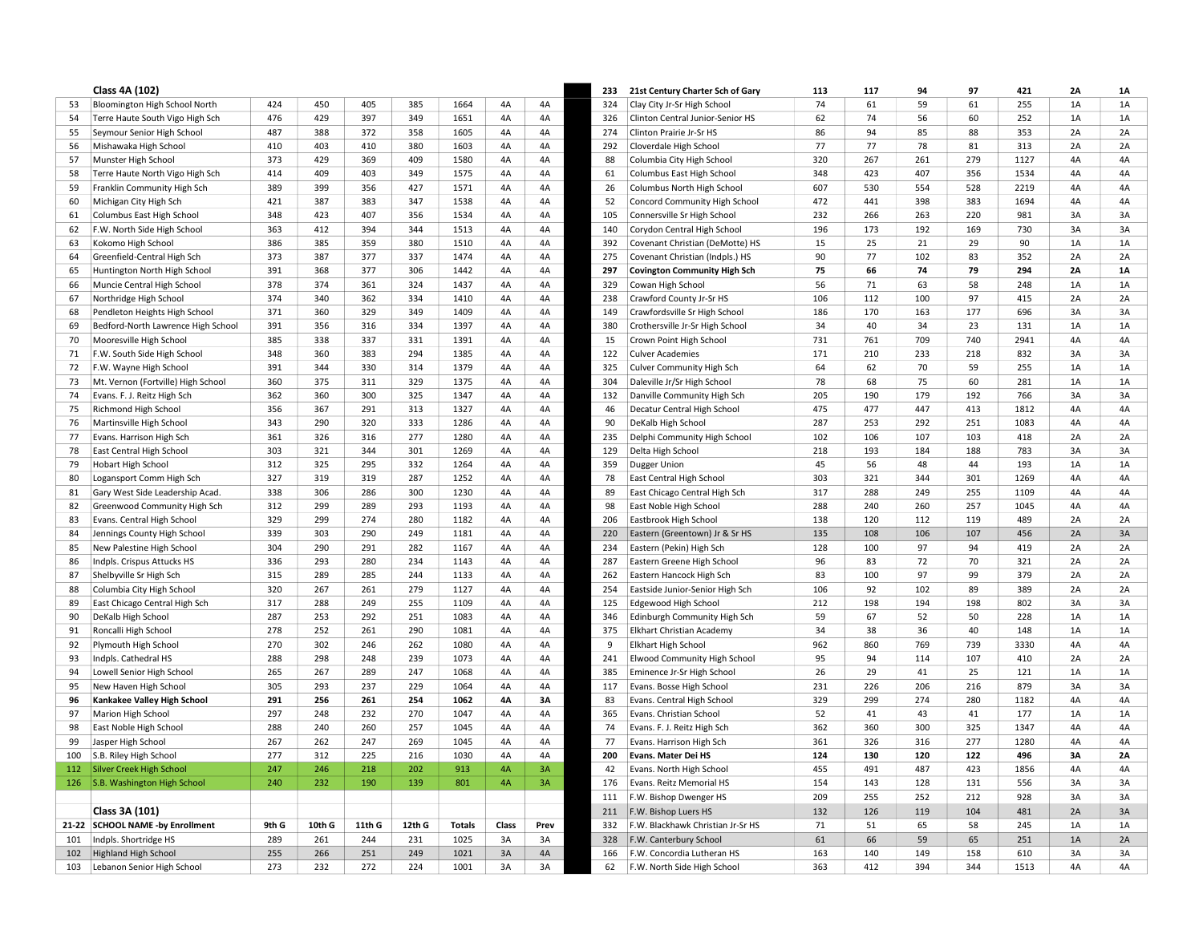## Class 4A (102)

| | | | | | | | | |
|---|---|---|---|---|---|---|---|---|
| 53 | Bloomington High School North | 424 | 450 | 405 | 385 | 1664 | 4A | 4A |
| 54 | Terre Haute South Vigo High Sch | 476 | 429 | 397 | 349 | 1651 | 4A | 4A |
| 55 | Seymour Senior High School | 487 | 388 | 372 | 358 | 1605 | 4A | 4A |
| 56 | Mishawaka High School | 410 | 403 | 410 | 380 | 1603 | 4A | 4A |
| 57 | Munster High School | 373 | 429 | 369 | 409 | 1580 | 4A | 4A |
| 58 | Terre Haute North Vigo High Sch | 414 | 409 | 403 | 349 | 1575 | 4A | 4A |
| 59 | Franklin Community High Sch | 389 | 399 | 356 | 427 | 1571 | 4A | 4A |
| 60 | Michigan City High Sch | 421 | 387 | 383 | 347 | 1538 | 4A | 4A |
| 61 | Columbus East High School | 348 | 423 | 407 | 356 | 1534 | 4A | 4A |
| 62 | F.W. North Side High School | 363 | 412 | 394 | 344 | 1513 | 4A | 4A |
| 63 | Kokomo High School | 386 | 385 | 359 | 380 | 1510 | 4A | 4A |
| 64 | Greenfield-Central High Sch | 373 | 387 | 377 | 337 | 1474 | 4A | 4A |
| 65 | Huntington North High School | 391 | 368 | 377 | 306 | 1442 | 4A | 4A |
| 66 | Muncie Central High School | 378 | 374 | 361 | 324 | 1437 | 4A | 4A |
| 67 | Northridge High School | 374 | 340 | 362 | 334 | 1410 | 4A | 4A |
| 68 | Pendleton Heights High School | 371 | 360 | 329 | 349 | 1409 | 4A | 4A |
| 69 | Bedford-North Lawrence High School | 391 | 356 | 316 | 334 | 1397 | 4A | 4A |
| 70 | Mooresville High School | 385 | 338 | 337 | 331 | 1391 | 4A | 4A |
| 71 | F.W. South Side High School | 348 | 360 | 383 | 294 | 1385 | 4A | 4A |
| 72 | F.W. Wayne High School | 391 | 344 | 330 | 314 | 1379 | 4A | 4A |
| 73 | Mt. Vernon (Fortville) High School | 360 | 375 | 311 | 329 | 1375 | 4A | 4A |
| 74 | Evans. F. J. Reitz High Sch | 362 | 360 | 300 | 325 | 1347 | 4A | 4A |
| 75 | Richmond High School | 356 | 367 | 291 | 313 | 1327 | 4A | 4A |
| 76 | Martinsville High School | 343 | 290 | 320 | 333 | 1286 | 4A | 4A |
| 77 | Evans. Harrison High Sch | 361 | 326 | 316 | 277 | 1280 | 4A | 4A |
| 78 | East Central High School | 303 | 321 | 344 | 301 | 1269 | 4A | 4A |
| 79 | Hobart High School | 312 | 325 | 295 | 332 | 1264 | 4A | 4A |
| 80 | Logansport Comm High Sch | 327 | 319 | 319 | 287 | 1252 | 4A | 4A |
| 81 | Gary West Side Leadership Acad. | 338 | 306 | 286 | 300 | 1230 | 4A | 4A |
| 82 | Greenwood Community High Sch | 312 | 299 | 289 | 293 | 1193 | 4A | 4A |
| 83 | Evans. Central High School | 329 | 299 | 274 | 280 | 1182 | 4A | 4A |
| 84 | Jennings County High School | 339 | 303 | 290 | 249 | 1181 | 4A | 4A |
| 85 | New Palestine High School | 304 | 290 | 291 | 282 | 1167 | 4A | 4A |
| 86 | Indpls. Crispus Attucks HS | 336 | 293 | 280 | 234 | 1143 | 4A | 4A |
| 87 | Shelbyville Sr High Sch | 315 | 289 | 285 | 244 | 1133 | 4A | 4A |
| 88 | Columbia City High School | 320 | 267 | 261 | 279 | 1127 | 4A | 4A |
| 89 | East Chicago Central High Sch | 317 | 288 | 249 | 255 | 1109 | 4A | 4A |
| 90 | DeKalb High School | 287 | 253 | 292 | 251 | 1083 | 4A | 4A |
| 91 | Roncalli High School | 278 | 252 | 261 | 290 | 1081 | 4A | 4A |
| 92 | Plymouth High School | 270 | 302 | 246 | 262 | 1080 | 4A | 4A |
| 93 | Indpls. Cathedral HS | 288 | 298 | 248 | 239 | 1073 | 4A | 4A |
| 94 | Lowell Senior High School | 265 | 267 | 289 | 247 | 1068 | 4A | 4A |
| 95 | New Haven High School | 305 | 293 | 237 | 229 | 1064 | 4A | 4A |
| **96** | **Kankakee Valley High School** | **291** | **256** | **261** | **254** | **1062** | **4A** | **3A** |
| 97 | Marion High School | 297 | 248 | 232 | 270 | 1047 | 4A | 4A |
| 98 | East Noble High School | 288 | 240 | 260 | 257 | 1045 | 4A | 4A |
| 99 | Jasper High School | 267 | 262 | 247 | 269 | 1045 | 4A | 4A |
| 100 | S.B. Riley High School | 277 | 312 | 225 | 216 | 1030 | 4A | 4A |
| 112 | Silver Creek High School | 247 | 246 | 218 | 202 | 913 | 4A | 3A |
| 126 | S.B. Washington High School | 240 | 232 | 190 | 139 | 801 | 4A | 3A |

## Class 3A (101)

| 21-22 | SCHOOL NAME -by Enrollment | 9th G | 10th G | 11th G | 12th G | Totals | Class | Prev |
|---|---|---|---|---|---|---|---|---|
| 101 | Indpls. Shortridge HS | 289 | 261 | 244 | 231 | 1025 | 3A | 3A |
| 102 | Highland High School | 255 | 266 | 251 | 249 | 1021 | 3A | 4A |
| 103 | Lebanon Senior High School | 273 | 232 | 272 | 224 | 1001 | 3A | 3A |

| | | | | | | | | |
|---|---|---|---|---|---|---|---|---|
| **233** | **21st Century Charter Sch of Gary** | **113** | **117** | **94** | **97** | **421** | **2A** | **1A** |
| 324 | Clay City Jr-Sr High School | 74 | 61 | 59 | 61 | 255 | 1A | 1A |
| 326 | Clinton Central Junior-Senior HS | 62 | 74 | 56 | 60 | 252 | 1A | 1A |
| 274 | Clinton Prairie Jr-Sr HS | 86 | 94 | 85 | 88 | 353 | 2A | 2A |
| 292 | Cloverdale High School | 77 | 77 | 78 | 81 | 313 | 2A | 2A |
| 88 | Columbia City High School | 320 | 267 | 261 | 279 | 1127 | 4A | 4A |
| 61 | Columbus East High School | 348 | 423 | 407 | 356 | 1534 | 4A | 4A |
| 26 | Columbus North High School | 607 | 530 | 554 | 528 | 2219 | 4A | 4A |
| 52 | Concord Community High School | 472 | 441 | 398 | 383 | 1694 | 4A | 4A |
| 105 | Connersville Sr High School | 232 | 266 | 263 | 220 | 981 | 3A | 3A |
| 140 | Corydon Central High School | 196 | 173 | 192 | 169 | 730 | 3A | 3A |
| 392 | Covenant Christian (DeMotte) HS | 15 | 25 | 21 | 29 | 90 | 1A | 1A |
| 275 | Covenant Christian (Indpls.) HS | 90 | 77 | 102 | 83 | 352 | 2A | 2A |
| **297** | **Covington Community High Sch** | **75** | **66** | **74** | **79** | **294** | **2A** | **1A** |
| 329 | Cowan High School | 56 | 71 | 63 | 58 | 248 | 1A | 1A |
| 238 | Crawford County Jr-Sr HS | 106 | 112 | 100 | 97 | 415 | 2A | 2A |
| 149 | Crawfordsville Sr High School | 186 | 170 | 163 | 177 | 696 | 3A | 3A |
| 380 | Crothersville Jr-Sr High School | 34 | 40 | 34 | 23 | 131 | 1A | 1A |
| 15 | Crown Point High School | 731 | 761 | 709 | 740 | 2941 | 4A | 4A |
| 122 | Culver Academies | 171 | 210 | 233 | 218 | 832 | 3A | 3A |
| 325 | Culver Community High Sch | 64 | 62 | 70 | 59 | 255 | 1A | 1A |
| 304 | Daleville Jr/Sr High School | 78 | 68 | 75 | 60 | 281 | 1A | 1A |
| 132 | Danville Community High Sch | 205 | 190 | 179 | 192 | 766 | 3A | 3A |
| 46 | Decatur Central High School | 475 | 477 | 447 | 413 | 1812 | 4A | 4A |
| 90 | DeKalb High School | 287 | 253 | 292 | 251 | 1083 | 4A | 4A |
| 235 | Delphi Community High School | 102 | 106 | 107 | 103 | 418 | 2A | 2A |
| 129 | Delta High School | 218 | 193 | 184 | 188 | 783 | 3A | 3A |
| 359 | Dugger Union | 45 | 56 | 48 | 44 | 193 | 1A | 1A |
| 78 | East Central High School | 303 | 321 | 344 | 301 | 1269 | 4A | 4A |
| 89 | East Chicago Central High Sch | 317 | 288 | 249 | 255 | 1109 | 4A | 4A |
| 98 | East Noble High School | 288 | 240 | 260 | 257 | 1045 | 4A | 4A |
| 206 | Eastbrook High School | 138 | 120 | 112 | 119 | 489 | 2A | 2A |
| 220 | Eastern (Greentown) Jr & Sr HS | 135 | 108 | 106 | 107 | 456 | 2A | 3A |
| 234 | Eastern (Pekin) High Sch | 128 | 100 | 97 | 94 | 419 | 2A | 2A |
| 287 | Eastern Greene High School | 96 | 83 | 72 | 70 | 321 | 2A | 2A |
| 262 | Eastern Hancock High Sch | 83 | 100 | 97 | 99 | 379 | 2A | 2A |
| 254 | Eastside Junior-Senior High Sch | 106 | 92 | 102 | 89 | 389 | 2A | 2A |
| 125 | Edgewood High School | 212 | 198 | 194 | 198 | 802 | 3A | 3A |
| 346 | Edinburgh Community High Sch | 59 | 67 | 52 | 50 | 228 | 1A | 1A |
| 375 | Elkhart Christian Academy | 34 | 38 | 36 | 40 | 148 | 1A | 1A |
| 9 | Elkhart High School | 962 | 860 | 769 | 739 | 3330 | 4A | 4A |
| 241 | Elwood Community High School | 95 | 94 | 114 | 107 | 410 | 2A | 2A |
| 385 | Eminence Jr-Sr High School | 26 | 29 | 41 | 25 | 121 | 1A | 1A |
| 117 | Evans. Bosse High School | 231 | 226 | 206 | 216 | 879 | 3A | 3A |
| 83 | Evans. Central High School | 329 | 299 | 274 | 280 | 1182 | 4A | 4A |
| 365 | Evans. Christian School | 52 | 41 | 43 | 41 | 177 | 1A | 1A |
| 74 | Evans. F. J. Reitz High Sch | 362 | 360 | 300 | 325 | 1347 | 4A | 4A |
| 77 | Evans. Harrison High Sch | 361 | 326 | 316 | 277 | 1280 | 4A | 4A |
| **200** | **Evans. Mater Dei HS** | **124** | **130** | **120** | **122** | **496** | **3A** | **2A** |
| 42 | Evans. North High School | 455 | 491 | 487 | 423 | 1856 | 4A | 4A |
| 176 | Evans. Reitz Memorial HS | 154 | 143 | 128 | 131 | 556 | 3A | 3A |
| 111 | F.W. Bishop Dwenger HS | 209 | 255 | 252 | 212 | 928 | 3A | 3A |
| 211 | F.W. Bishop Luers HS | 132 | 126 | 119 | 104 | 481 | 2A | 3A |
| 332 | F.W. Blackhawk Christian Jr-Sr HS | 71 | 51 | 65 | 58 | 245 | 1A | 1A |
| 328 | F.W. Canterbury School | 61 | 66 | 59 | 65 | 251 | 1A | 2A |
| 166 | F.W. Concordia Lutheran HS | 163 | 140 | 149 | 158 | 610 | 3A | 3A |
| 62 | F.W. North Side High School | 363 | 412 | 394 | 344 | 1513 | 4A | 4A |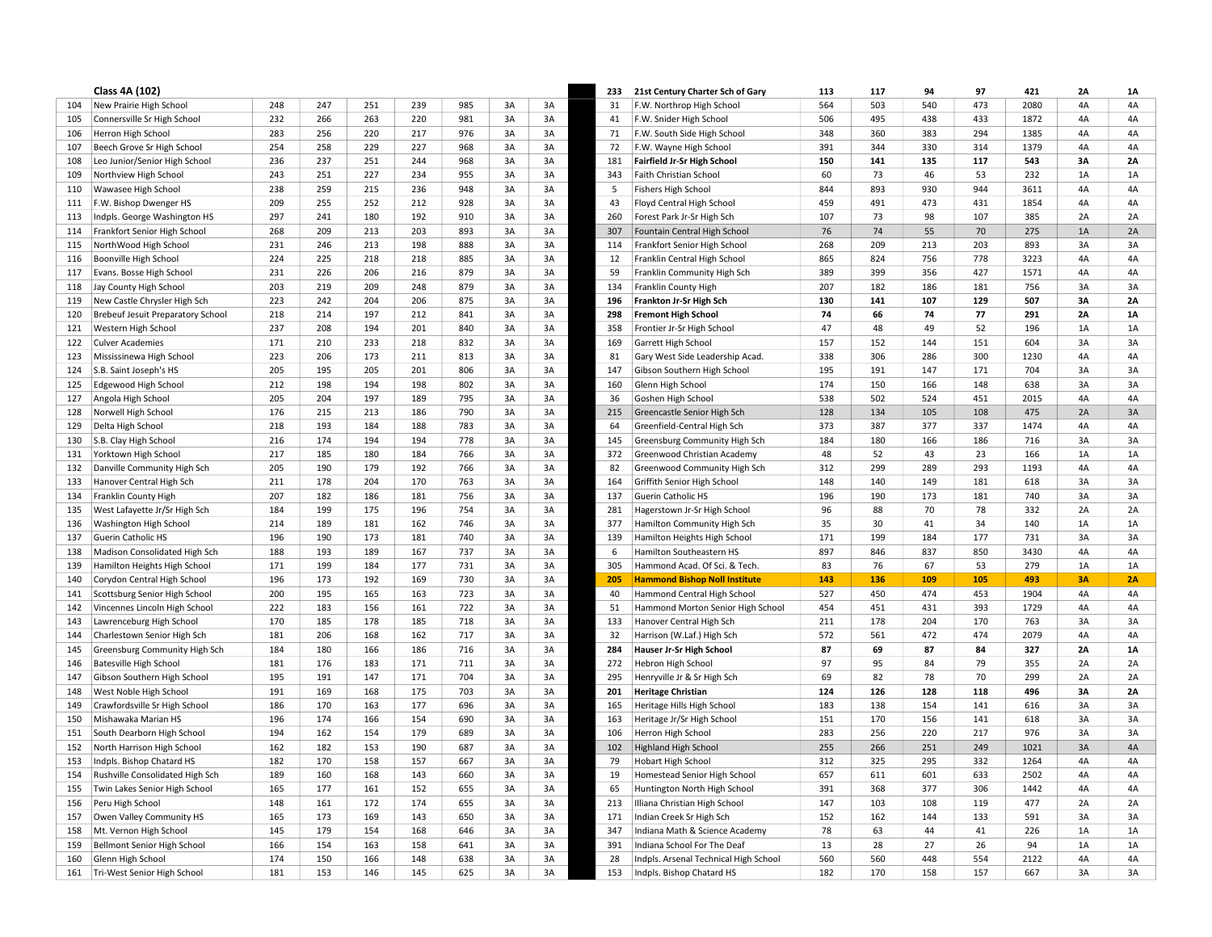| | Class 4A (102) | | | | | | | | | 233 | 21st Century Charter Sch of Gary | 113 | 117 | 94 | 97 | 421 | 2A | 1A |
|---|---|---|---|---|---|---|---|---|---|---|---|---|---|---|---|---|---|---|
| 104 | New Prairie High School | 248 | 247 | 251 | 239 | 985 | 3A | 3A | | 31 | F.W. Northrop High School | 564 | 503 | 540 | 473 | 2080 | 4A | 4A |
| 105 | Connersville Sr High School | 232 | 266 | 263 | 220 | 981 | 3A | 3A | | 41 | F.W. Snider High School | 506 | 495 | 438 | 433 | 1872 | 4A | 4A |
| 106 | Herron High School | 283 | 256 | 220 | 217 | 976 | 3A | 3A | | 71 | F.W. South Side High School | 348 | 360 | 383 | 294 | 1385 | 4A | 4A |
| 107 | Beech Grove Sr High School | 254 | 258 | 229 | 227 | 968 | 3A | 3A | | 72 | F.W. Wayne High School | 391 | 344 | 330 | 314 | 1379 | 4A | 4A |
| 108 | Leo Junior/Senior High School | 236 | 237 | 251 | 244 | 968 | 3A | 3A | | **181** | **Fairfield Jr-Sr High School** | **150** | **141** | **135** | **117** | **543** | **3A** | **2A** |
| 109 | Northview High School | 243 | 251 | 227 | 234 | 955 | 3A | 3A | | 343 | Faith Christian School | 60 | 73 | 46 | 53 | 232 | 1A | 1A |
| 110 | Wawasee High School | 238 | 259 | 215 | 236 | 948 | 3A | 3A | | 5 | Fishers High School | 844 | 893 | 930 | 944 | 3611 | 4A | 4A |
| 111 | F.W. Bishop Dwenger HS | 209 | 255 | 252 | 212 | 928 | 3A | 3A | | 43 | Floyd Central High School | 459 | 491 | 473 | 431 | 1854 | 4A | 4A |
| 113 | Indpls. George Washington HS | 297 | 241 | 180 | 192 | 910 | 3A | 3A | | 260 | Forest Park Jr-Sr High Sch | 107 | 73 | 98 | 107 | 385 | 2A | 2A |
| 114 | Frankfort Senior High School | 268 | 209 | 213 | 203 | 893 | 3A | 3A | | 307 | Fountain Central High School | 76 | 74 | 55 | 70 | 275 | 1A | 2A |
| 115 | NorthWood High School | 231 | 246 | 213 | 198 | 888 | 3A | 3A | | 114 | Frankfort Senior High School | 268 | 209 | 213 | 203 | 893 | 3A | 3A |
| 116 | Boonville High School | 224 | 225 | 218 | 218 | 885 | 3A | 3A | | 12 | Franklin Central High School | 865 | 824 | 756 | 778 | 3223 | 4A | 4A |
| 117 | Evans. Bosse High School | 231 | 226 | 206 | 216 | 879 | 3A | 3A | | 59 | Franklin Community High Sch | 389 | 399 | 356 | 427 | 1571 | 4A | 4A |
| 118 | Jay County High School | 203 | 219 | 209 | 248 | 879 | 3A | 3A | | 134 | Franklin County High | 207 | 182 | 186 | 181 | 756 | 3A | 3A |
| 119 | New Castle Chrysler High Sch | 223 | 242 | 204 | 206 | 875 | 3A | 3A | | **196** | **Frankton Jr-Sr High Sch** | **130** | **141** | **107** | **129** | **507** | **3A** | **2A** |
| 120 | Brebeuf Jesuit Preparatory School | 218 | 214 | 197 | 212 | 841 | 3A | 3A | | **298** | **Fremont High School** | **74** | **66** | **74** | **77** | **291** | **2A** | **1A** |
| 121 | Western High School | 237 | 208 | 194 | 201 | 840 | 3A | 3A | | 358 | Frontier Jr-Sr High School | 47 | 48 | 49 | 52 | 196 | 1A | 1A |
| 122 | Culver Academies | 171 | 210 | 233 | 218 | 832 | 3A | 3A | | 169 | Garrett High School | 157 | 152 | 144 | 151 | 604 | 3A | 3A |
| 123 | Mississinewa High School | 223 | 206 | 173 | 211 | 813 | 3A | 3A | | 81 | Gary West Side Leadership Acad. | 338 | 306 | 286 | 300 | 1230 | 4A | 4A |
| 124 | S.B. Saint Joseph's HS | 205 | 195 | 205 | 201 | 806 | 3A | 3A | | 147 | Gibson Southern High School | 195 | 191 | 147 | 171 | 704 | 3A | 3A |
| 125 | Edgewood High School | 212 | 198 | 194 | 198 | 802 | 3A | 3A | | 160 | Glenn High School | 174 | 150 | 166 | 148 | 638 | 3A | 3A |
| 127 | Angola High School | 205 | 204 | 197 | 189 | 795 | 3A | 3A | | 36 | Goshen High School | 538 | 502 | 524 | 451 | 2015 | 4A | 4A |
| 128 | Norwell High School | 176 | 215 | 213 | 186 | 790 | 3A | 3A | | 215 | Greencastle Senior High Sch | 128 | 134 | 105 | 108 | 475 | 2A | 3A |
| 129 | Delta High School | 218 | 193 | 184 | 188 | 783 | 3A | 3A | | 64 | Greenfield-Central High Sch | 373 | 387 | 377 | 337 | 1474 | 4A | 4A |
| 130 | S.B. Clay High School | 216 | 174 | 194 | 194 | 778 | 3A | 3A | | 145 | Greensburg Community High Sch | 184 | 180 | 166 | 186 | 716 | 3A | 3A |
| 131 | Yorktown High School | 217 | 185 | 180 | 184 | 766 | 3A | 3A | | 372 | Greenwood Christian Academy | 48 | 52 | 43 | 23 | 166 | 1A | 1A |
| 132 | Danville Community High Sch | 205 | 190 | 179 | 192 | 766 | 3A | 3A | | 82 | Greenwood Community High Sch | 312 | 299 | 289 | 293 | 1193 | 4A | 4A |
| 133 | Hanover Central High Sch | 211 | 178 | 204 | 170 | 763 | 3A | 3A | | 164 | Griffith Senior High School | 148 | 140 | 149 | 181 | 618 | 3A | 3A |
| 134 | Franklin County High | 207 | 182 | 186 | 181 | 756 | 3A | 3A | | 137 | Guerin Catholic HS | 196 | 190 | 173 | 181 | 740 | 3A | 3A |
| 135 | West Lafayette Jr/Sr High Sch | 184 | 199 | 175 | 196 | 754 | 3A | 3A | | 281 | Hagerstown Jr-Sr High School | 96 | 88 | 70 | 78 | 332 | 2A | 2A |
| 136 | Washington High School | 214 | 189 | 181 | 162 | 746 | 3A | 3A | | 377 | Hamilton Community High Sch | 35 | 30 | 41 | 34 | 140 | 1A | 1A |
| 137 | Guerin Catholic HS | 196 | 190 | 173 | 181 | 740 | 3A | 3A | | 139 | Hamilton Heights High School | 171 | 199 | 184 | 177 | 731 | 3A | 3A |
| 138 | Madison Consolidated High Sch | 188 | 193 | 189 | 167 | 737 | 3A | 3A | | 6 | Hamilton Southeastern HS | 897 | 846 | 837 | 850 | 3430 | 4A | 4A |
| 139 | Hamilton Heights High School | 171 | 199 | 184 | 177 | 731 | 3A | 3A | | 305 | Hammond Acad. Of Sci. & Tech. | 83 | 76 | 67 | 53 | 279 | 1A | 1A |
| 140 | Corydon Central High School | 196 | 173 | 192 | 169 | 730 | 3A | 3A | | **205** | **Hammond Bishop Noll Institute** | **143** | **136** | **109** | **105** | **493** | **3A** | **2A** |
| 141 | Scottsburg Senior High School | 200 | 195 | 165 | 163 | 723 | 3A | 3A | | 40 | Hammond Central High School | 527 | 450 | 474 | 453 | 1904 | 4A | 4A |
| 142 | Vincennes Lincoln High School | 222 | 183 | 156 | 161 | 722 | 3A | 3A | | 51 | Hammond Morton Senior High School | 454 | 451 | 431 | 393 | 1729 | 4A | 4A |
| 143 | Lawrenceburg High School | 170 | 185 | 178 | 185 | 718 | 3A | 3A | | 133 | Hanover Central High Sch | 211 | 178 | 204 | 170 | 763 | 3A | 3A |
| 144 | Charlestown Senior High Sch | 181 | 206 | 168 | 162 | 717 | 3A | 3A | | 32 | Harrison (W.Laf.) High Sch | 572 | 561 | 472 | 474 | 2079 | 4A | 4A |
| 145 | Greensburg Community High Sch | 184 | 180 | 166 | 186 | 716 | 3A | 3A | | **284** | **Hauser Jr-Sr High School** | **87** | **69** | **87** | **84** | **327** | **2A** | **1A** |
| 146 | Batesville High School | 181 | 176 | 183 | 171 | 711 | 3A | 3A | | 272 | Hebron High School | 97 | 95 | 84 | 79 | 355 | 2A | 2A |
| 147 | Gibson Southern High School | 195 | 191 | 147 | 171 | 704 | 3A | 3A | | 295 | Henryville Jr & Sr High Sch | 69 | 82 | 78 | 70 | 299 | 2A | 2A |
| 148 | West Noble High School | 191 | 169 | 168 | 175 | 703 | 3A | 3A | | **201** | **Heritage Christian** | **124** | **126** | **128** | **118** | **496** | **3A** | **2A** |
| 149 | Crawfordsville Sr High School | 186 | 170 | 163 | 177 | 696 | 3A | 3A | | 165 | Heritage Hills High School | 183 | 138 | 154 | 141 | 616 | 3A | 3A |
| 150 | Mishawaka Marian HS | 196 | 174 | 166 | 154 | 690 | 3A | 3A | | 163 | Heritage Jr/Sr High School | 151 | 170 | 156 | 141 | 618 | 3A | 3A |
| 151 | South Dearborn High School | 194 | 162 | 154 | 179 | 689 | 3A | 3A | | 106 | Herron High School | 283 | 256 | 220 | 217 | 976 | 3A | 3A |
| 152 | North Harrison High School | 162 | 182 | 153 | 190 | 687 | 3A | 3A | | 102 | Highland High School | 255 | 266 | 251 | 249 | 1021 | 3A | 4A |
| 153 | Indpls. Bishop Chatard HS | 182 | 170 | 158 | 157 | 667 | 3A | 3A | | 79 | Hobart High School | 312 | 325 | 295 | 332 | 1264 | 4A | 4A |
| 154 | Rushville Consolidated High Sch | 189 | 160 | 168 | 143 | 660 | 3A | 3A | | 19 | Homestead Senior High School | 657 | 611 | 601 | 633 | 2502 | 4A | 4A |
| 155 | Twin Lakes Senior High School | 165 | 177 | 161 | 152 | 655 | 3A | 3A | | 65 | Huntington North High School | 391 | 368 | 377 | 306 | 1442 | 4A | 4A |
| 156 | Peru High School | 148 | 161 | 172 | 174 | 655 | 3A | 3A | | 213 | Illiana Christian High School | 147 | 103 | 108 | 119 | 477 | 2A | 2A |
| 157 | Owen Valley Community HS | 165 | 173 | 169 | 143 | 650 | 3A | 3A | | 171 | Indian Creek Sr High Sch | 152 | 162 | 144 | 133 | 591 | 3A | 3A |
| 158 | Mt. Vernon High School | 145 | 179 | 154 | 168 | 646 | 3A | 3A | | 347 | Indiana Math & Science Academy | 78 | 63 | 44 | 41 | 226 | 1A | 1A |
| 159 | Bellmont Senior High School | 166 | 154 | 163 | 158 | 641 | 3A | 3A | | 391 | Indiana School For The Deaf | 13 | 28 | 27 | 26 | 94 | 1A | 1A |
| 160 | Glenn High School | 174 | 150 | 166 | 148 | 638 | 3A | 3A | | 28 | Indpls. Arsenal Technical High School | 560 | 560 | 448 | 554 | 2122 | 4A | 4A |
| 161 | Tri-West Senior High School | 181 | 153 | 146 | 145 | 625 | 3A | 3A | | 153 | Indpls. Bishop Chatard HS | 182 | 170 | 158 | 157 | 667 | 3A | 3A |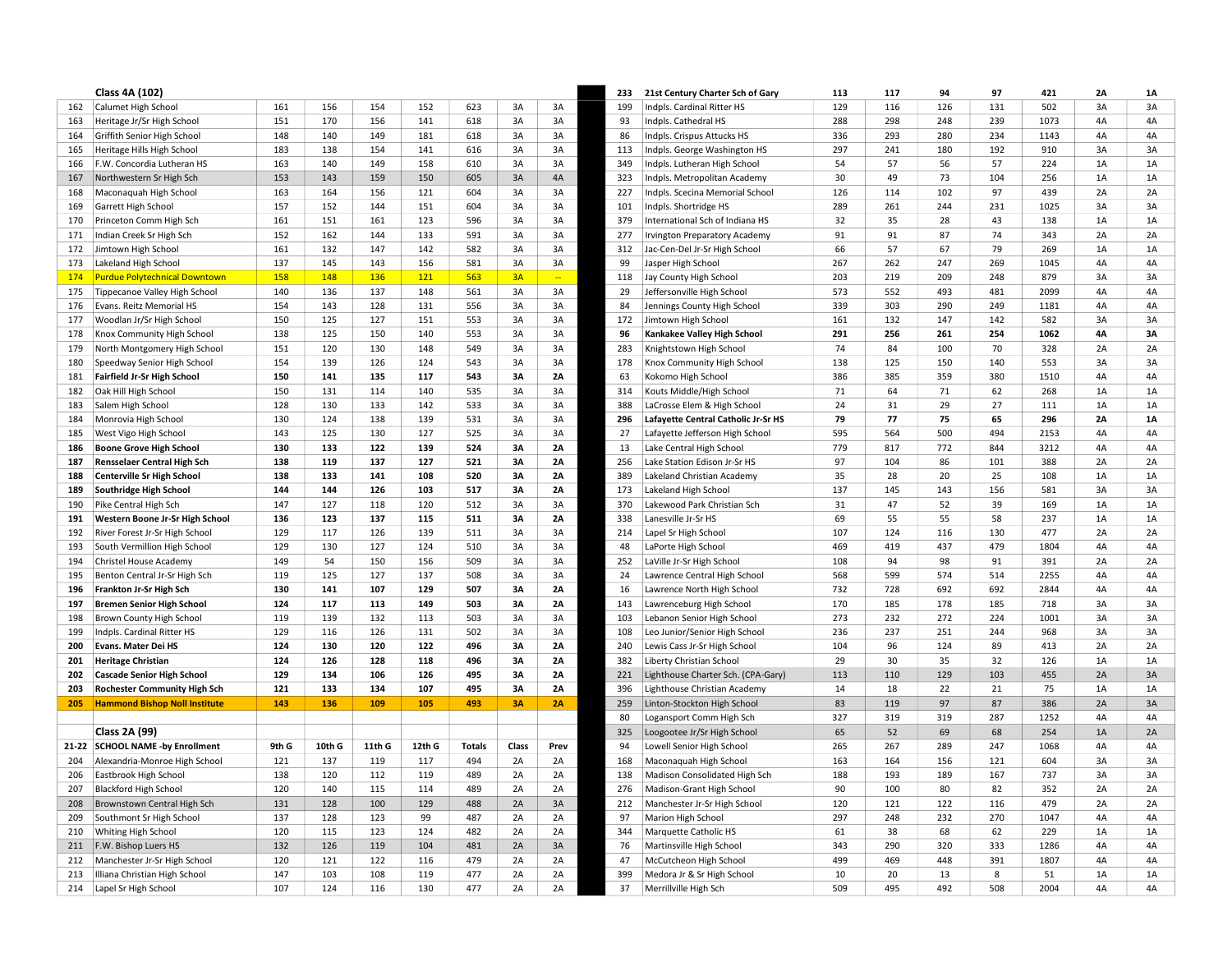## Class 4A (102)

| | | | | | | | | |
|---|---|---|---|---|---|---|---|---|
| 162 | Calumet High School | 161 | 156 | 154 | 152 | 623 | 3A | 3A |
| 163 | Heritage Jr/Sr High School | 151 | 170 | 156 | 141 | 618 | 3A | 3A |
| 164 | Griffith Senior High School | 148 | 140 | 149 | 181 | 618 | 3A | 3A |
| 165 | Heritage Hills High School | 183 | 138 | 154 | 141 | 616 | 3A | 3A |
| 166 | F.W. Concordia Lutheran HS | 163 | 140 | 149 | 158 | 610 | 3A | 3A |
| 167 | Northwestern Sr High Sch | 153 | 143 | 159 | 150 | 605 | 3A | 4A |
| 168 | Maconaquah High School | 163 | 164 | 156 | 121 | 604 | 3A | 3A |
| 169 | Garrett High School | 157 | 152 | 144 | 151 | 604 | 3A | 3A |
| 170 | Princeton Comm High Sch | 161 | 151 | 161 | 123 | 596 | 3A | 3A |
| 171 | Indian Creek Sr High Sch | 152 | 162 | 144 | 133 | 591 | 3A | 3A |
| 172 | Jimtown High School | 161 | 132 | 147 | 142 | 582 | 3A | 3A |
| 173 | Lakeland High School | 137 | 145 | 143 | 156 | 581 | 3A | 3A |
| 174 | Purdue Polytechnical Downtown | 158 | 148 | 136 | 121 | 563 | 3A | -- |
| 175 | Tippecanoe Valley High School | 140 | 136 | 137 | 148 | 561 | 3A | 3A |
| 176 | Evans. Reitz Memorial HS | 154 | 143 | 128 | 131 | 556 | 3A | 3A |
| 177 | Woodlan Jr/Sr High School | 150 | 125 | 127 | 151 | 553 | 3A | 3A |
| 178 | Knox Community High School | 138 | 125 | 150 | 140 | 553 | 3A | 3A |
| 179 | North Montgomery High School | 151 | 120 | 130 | 148 | 549 | 3A | 3A |
| 180 | Speedway Senior High School | 154 | 139 | 126 | 124 | 543 | 3A | 3A |
| **181** | **Fairfield Jr-Sr High School** | **150** | **141** | **135** | **117** | **543** | **3A** | **2A** |
| 182 | Oak Hill High School | 150 | 131 | 114 | 140 | 535 | 3A | 3A |
| 183 | Salem High School | 128 | 130 | 133 | 142 | 533 | 3A | 3A |
| 184 | Monrovia High School | 130 | 124 | 138 | 139 | 531 | 3A | 3A |
| 185 | West Vigo High School | 143 | 125 | 130 | 127 | 525 | 3A | 3A |
| **186** | **Boone Grove High School** | **130** | **133** | **122** | **139** | **524** | **3A** | **2A** |
| **187** | **Rensselaer Central High Sch** | **138** | **119** | **137** | **127** | **521** | **3A** | **2A** |
| **188** | **Centerville Sr High School** | **138** | **133** | **141** | **108** | **520** | **3A** | **2A** |
| **189** | **Southridge High School** | **144** | **144** | **126** | **103** | **517** | **3A** | **2A** |
| 190 | Pike Central High Sch | 147 | 127 | 118 | 120 | 512 | 3A | 3A |
| **191** | **Western Boone Jr-Sr High School** | **136** | **123** | **137** | **115** | **511** | **3A** | **2A** |
| 192 | River Forest Jr-Sr High School | 129 | 117 | 126 | 139 | 511 | 3A | 3A |
| 193 | South Vermillion High School | 129 | 130 | 127 | 124 | 510 | 3A | 3A |
| 194 | Christel House Academy | 149 | 54 | 150 | 156 | 509 | 3A | 3A |
| 195 | Benton Central Jr-Sr High Sch | 119 | 125 | 127 | 137 | 508 | 3A | 3A |
| **196** | **Frankton Jr-Sr High Sch** | **130** | **141** | **107** | **129** | **507** | **3A** | **2A** |
| **197** | **Bremen Senior High School** | **124** | **117** | **113** | **149** | **503** | **3A** | **2A** |
| 198 | Brown County High School | 119 | 139 | 132 | 113 | 503 | 3A | 3A |
| 199 | Indpls. Cardinal Ritter HS | 129 | 116 | 126 | 131 | 502 | 3A | 3A |
| **200** | **Evans. Mater Dei HS** | **124** | **130** | **120** | **122** | **496** | **3A** | **2A** |
| **201** | **Heritage Christian** | **124** | **126** | **128** | **118** | **496** | **3A** | **2A** |
| **202** | **Cascade Senior High School** | **129** | **134** | **106** | **126** | **495** | **3A** | **2A** |
| **203** | **Rochester Community High Sch** | **121** | **133** | **134** | **107** | **495** | **3A** | **2A** |
| **205** | **Hammond Bishop Noll Institute** | **143** | **136** | **109** | **105** | **493** | **3A** | **2A** |

## Class 2A (99)

| 21-22 | SCHOOL NAME -by Enrollment | 9th G | 10th G | 11th G | 12th G | Totals | Class | Prev |
|---|---|---|---|---|---|---|---|---|
| 204 | Alexandria-Monroe High School | 121 | 137 | 119 | 117 | 494 | 2A | 2A |
| 206 | Eastbrook High School | 138 | 120 | 112 | 119 | 489 | 2A | 2A |
| 207 | Blackford High School | 120 | 140 | 115 | 114 | 489 | 2A | 2A |
| 208 | Brownstown Central High Sch | 131 | 128 | 100 | 129 | 488 | 2A | 3A |
| 209 | Southmont Sr High School | 137 | 128 | 123 | 99 | 487 | 2A | 2A |
| 210 | Whiting High School | 120 | 115 | 123 | 124 | 482 | 2A | 2A |
| 211 | F.W. Bishop Luers HS | 132 | 126 | 119 | 104 | 481 | 2A | 3A |
| 212 | Manchester Jr-Sr High School | 120 | 121 | 122 | 116 | 479 | 2A | 2A |
| 213 | Illiana Christian High School | 147 | 103 | 108 | 119 | 477 | 2A | 2A |
| 214 | Lapel Sr High School | 107 | 124 | 116 | 130 | 477 | 2A | 2A |

| | | | | | | | | |
|---|---|---|---|---|---|---|---|---|
| **233** | **21st Century Charter Sch of Gary** | **113** | **117** | **94** | **97** | **421** | **2A** | **1A** |
| 199 | Indpls. Cardinal Ritter HS | 129 | 116 | 126 | 131 | 502 | 3A | 3A |
| 93 | Indpls. Cathedral HS | 288 | 298 | 248 | 239 | 1073 | 4A | 4A |
| 86 | Indpls. Crispus Attucks HS | 336 | 293 | 280 | 234 | 1143 | 4A | 4A |
| 113 | Indpls. George Washington HS | 297 | 241 | 180 | 192 | 910 | 3A | 3A |
| 349 | Indpls. Lutheran High School | 54 | 57 | 56 | 57 | 224 | 1A | 1A |
| 323 | Indpls. Metropolitan Academy | 30 | 49 | 73 | 104 | 256 | 1A | 1A |
| 227 | Indpls. Scecina Memorial School | 126 | 114 | 102 | 97 | 439 | 2A | 2A |
| 101 | Indpls. Shortridge HS | 289 | 261 | 244 | 231 | 1025 | 3A | 3A |
| 379 | International Sch of Indiana HS | 32 | 35 | 28 | 43 | 138 | 1A | 1A |
| 277 | Irvington Preparatory Academy | 91 | 91 | 87 | 74 | 343 | 2A | 2A |
| 312 | Jac-Cen-Del Jr-Sr High School | 66 | 57 | 67 | 79 | 269 | 1A | 1A |
| 99 | Jasper High School | 267 | 262 | 247 | 269 | 1045 | 4A | 4A |
| 118 | Jay County High School | 203 | 219 | 209 | 248 | 879 | 3A | 3A |
| 29 | Jeffersonville High School | 573 | 552 | 493 | 481 | 2099 | 4A | 4A |
| 84 | Jennings County High School | 339 | 303 | 290 | 249 | 1181 | 4A | 4A |
| 172 | Jimtown High School | 161 | 132 | 147 | 142 | 582 | 3A | 3A |
| **96** | **Kankakee Valley High School** | **291** | **256** | **261** | **254** | **1062** | **4A** | **3A** |
| 283 | Knightstown High School | 74 | 84 | 100 | 70 | 328 | 2A | 2A |
| 178 | Knox Community High School | 138 | 125 | 150 | 140 | 553 | 3A | 3A |
| 63 | Kokomo High School | 386 | 385 | 359 | 380 | 1510 | 4A | 4A |
| 314 | Kouts Middle/High School | 71 | 64 | 71 | 62 | 268 | 1A | 1A |
| 388 | LaCrosse Elem & High School | 24 | 31 | 29 | 27 | 111 | 1A | 1A |
| **296** | **Lafayette Central Catholic Jr-Sr HS** | **79** | **77** | **75** | **65** | **296** | **2A** | **1A** |
| 27 | Lafayette Jefferson High School | 595 | 564 | 500 | 494 | 2153 | 4A | 4A |
| 13 | Lake Central High School | 779 | 817 | 772 | 844 | 3212 | 4A | 4A |
| 256 | Lake Station Edison Jr-Sr HS | 97 | 104 | 86 | 101 | 388 | 2A | 2A |
| 389 | Lakeland Christian Academy | 35 | 28 | 20 | 25 | 108 | 1A | 1A |
| 173 | Lakeland High School | 137 | 145 | 143 | 156 | 581 | 3A | 3A |
| 370 | Lakewood Park Christian Sch | 31 | 47 | 52 | 39 | 169 | 1A | 1A |
| 338 | Lanesville Jr-Sr HS | 69 | 55 | 55 | 58 | 237 | 1A | 1A |
| 214 | Lapel Sr High School | 107 | 124 | 116 | 130 | 477 | 2A | 2A |
| 48 | LaPorte High School | 469 | 419 | 437 | 479 | 1804 | 4A | 4A |
| 252 | LaVille Jr-Sr High School | 108 | 94 | 98 | 91 | 391 | 2A | 2A |
| 24 | Lawrence Central High School | 568 | 599 | 574 | 514 | 2255 | 4A | 4A |
| 16 | Lawrence North High School | 732 | 728 | 692 | 692 | 2844 | 4A | 4A |
| 143 | Lawrenceburg High School | 170 | 185 | 178 | 185 | 718 | 3A | 3A |
| 103 | Lebanon Senior High School | 273 | 232 | 272 | 224 | 1001 | 3A | 3A |
| 108 | Leo Junior/Senior High School | 236 | 237 | 251 | 244 | 968 | 3A | 3A |
| 240 | Lewis Cass Jr-Sr High School | 104 | 96 | 124 | 89 | 413 | 2A | 2A |
| 382 | Liberty Christian School | 29 | 30 | 35 | 32 | 126 | 1A | 1A |
| 221 | Lighthouse Charter Sch. (CPA-Gary) | 113 | 110 | 129 | 103 | 455 | 2A | 3A |
| 396 | Lighthouse Christian Academy | 14 | 18 | 22 | 21 | 75 | 1A | 1A |
| 259 | Linton-Stockton High School | 83 | 119 | 97 | 87 | 386 | 2A | 3A |
| 80 | Logansport Comm High Sch | 327 | 319 | 319 | 287 | 1252 | 4A | 4A |
| 325 | Loogootee Jr/Sr High School | 65 | 52 | 69 | 68 | 254 | 1A | 2A |
| 94 | Lowell Senior High School | 265 | 267 | 289 | 247 | 1068 | 4A | 4A |
| 168 | Maconaquah High School | 163 | 164 | 156 | 121 | 604 | 3A | 3A |
| 138 | Madison Consolidated High Sch | 188 | 193 | 189 | 167 | 737 | 3A | 3A |
| 276 | Madison-Grant High School | 90 | 100 | 80 | 82 | 352 | 2A | 2A |
| 212 | Manchester Jr-Sr High School | 120 | 121 | 122 | 116 | 479 | 2A | 2A |
| 97 | Marion High School | 297 | 248 | 232 | 270 | 1047 | 4A | 4A |
| 344 | Marquette Catholic HS | 61 | 38 | 68 | 62 | 229 | 1A | 1A |
| 76 | Martinsville High School | 343 | 290 | 320 | 333 | 1286 | 4A | 4A |
| 47 | McCutcheon High School | 499 | 469 | 448 | 391 | 1807 | 4A | 4A |
| 399 | Medora Jr & Sr High School | 10 | 20 | 13 | 8 | 51 | 1A | 1A |
| 37 | Merrillville High Sch | 509 | 495 | 492 | 508 | 2004 | 4A | 4A |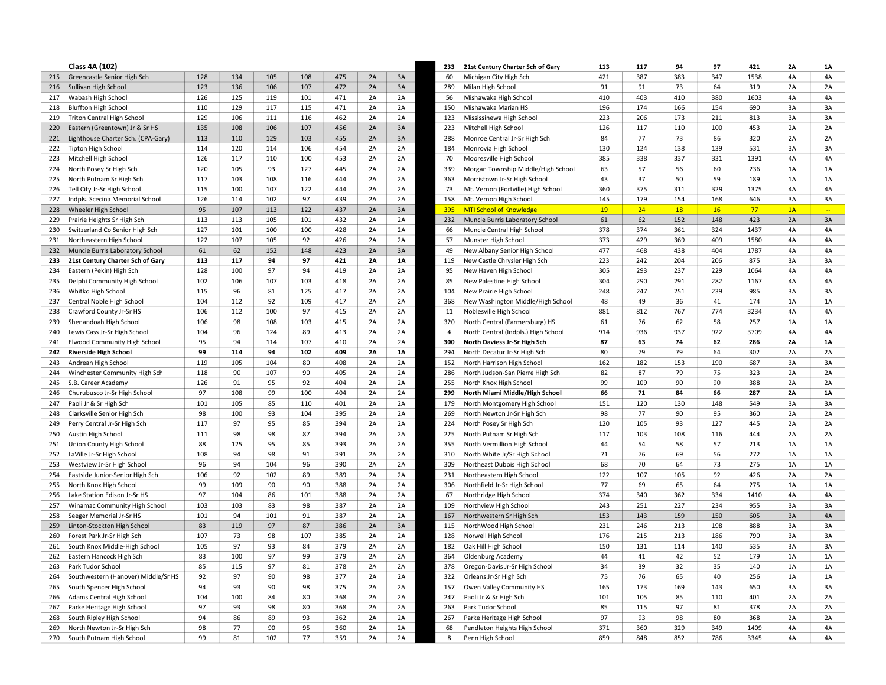| | Class 4A (102) | | | | | | | |
|---|---|---|---|---|---|---|---|---|
| 215 | Greencastle Senior High Sch | 128 | 134 | 105 | 108 | 475 | 2A | 3A |
| 216 | Sullivan High School | 123 | 136 | 106 | 107 | 472 | 2A | 3A |
| 217 | Wabash High School | 126 | 125 | 119 | 101 | 471 | 2A | 2A |
| 218 | Bluffton High School | 110 | 129 | 117 | 115 | 471 | 2A | 2A |
| 219 | Triton Central High School | 129 | 106 | 111 | 116 | 462 | 2A | 2A |
| 220 | Eastern (Greentown) Jr & Sr HS | 135 | 108 | 106 | 107 | 456 | 2A | 3A |
| 221 | Lighthouse Charter Sch. (CPA-Gary) | 113 | 110 | 129 | 103 | 455 | 2A | 3A |
| 222 | Tipton High School | 114 | 120 | 114 | 106 | 454 | 2A | 2A |
| 223 | Mitchell High School | 126 | 117 | 110 | 100 | 453 | 2A | 2A |
| 224 | North Posey Sr High Sch | 120 | 105 | 93 | 127 | 445 | 2A | 2A |
| 225 | North Putnam Sr High Sch | 117 | 103 | 108 | 116 | 444 | 2A | 2A |
| 226 | Tell City Jr-Sr High School | 115 | 100 | 107 | 122 | 444 | 2A | 2A |
| 227 | Indpls. Scecina Memorial School | 126 | 114 | 102 | 97 | 439 | 2A | 2A |
| 228 | Wheeler High School | 95 | 107 | 113 | 122 | 437 | 2A | 3A |
| 229 | Prairie Heights Sr High Sch | 113 | 113 | 105 | 101 | 432 | 2A | 2A |
| 230 | Switzerland Co Senior High Sch | 127 | 101 | 100 | 100 | 428 | 2A | 2A |
| 231 | Northeastern High School | 122 | 107 | 105 | 92 | 426 | 2A | 2A |
| 232 | Muncie Burris Laboratory School | 61 | 62 | 152 | 148 | 423 | 2A | 3A |
| **233** | **21st Century Charter Sch of Gary** | **113** | **117** | **94** | **97** | **421** | **2A** | **1A** |
| 234 | Eastern (Pekin) High Sch | 128 | 100 | 97 | 94 | 419 | 2A | 2A |
| 235 | Delphi Community High School | 102 | 106 | 107 | 103 | 418 | 2A | 2A |
| 236 | Whitko High School | 115 | 96 | 81 | 125 | 417 | 2A | 2A |
| 237 | Central Noble High School | 104 | 112 | 92 | 109 | 417 | 2A | 2A |
| 238 | Crawford County Jr-Sr HS | 106 | 112 | 100 | 97 | 415 | 2A | 2A |
| 239 | Shenandoah High School | 106 | 98 | 108 | 103 | 415 | 2A | 2A |
| 240 | Lewis Cass Jr-Sr High School | 104 | 96 | 124 | 89 | 413 | 2A | 2A |
| 241 | Elwood Community High School | 95 | 94 | 114 | 107 | 410 | 2A | 2A |
| **242** | **Riverside High School** | **99** | **114** | **94** | **102** | **409** | **2A** | **1A** |
| 243 | Andrean High School | 119 | 105 | 104 | 80 | 408 | 2A | 2A |
| 244 | Winchester Community High Sch | 118 | 90 | 107 | 90 | 405 | 2A | 2A |
| 245 | S.B. Career Academy | 126 | 91 | 95 | 92 | 404 | 2A | 2A |
| 246 | Churubusco Jr-Sr High School | 97 | 108 | 99 | 100 | 404 | 2A | 2A |
| 247 | Paoli Jr & Sr High Sch | 101 | 105 | 85 | 110 | 401 | 2A | 2A |
| 248 | Clarksville Senior High Sch | 98 | 100 | 93 | 104 | 395 | 2A | 2A |
| 249 | Perry Central Jr-Sr High Sch | 117 | 97 | 95 | 85 | 394 | 2A | 2A |
| 250 | Austin High School | 111 | 98 | 98 | 87 | 394 | 2A | 2A |
| 251 | Union County High School | 88 | 125 | 95 | 85 | 393 | 2A | 2A |
| 252 | LaVille Jr-Sr High School | 108 | 94 | 98 | 91 | 391 | 2A | 2A |
| 253 | Westview Jr-Sr High School | 96 | 94 | 104 | 96 | 390 | 2A | 2A |
| 254 | Eastside Junior-Senior High Sch | 106 | 92 | 102 | 89 | 389 | 2A | 2A |
| 255 | North Knox High School | 99 | 109 | 90 | 90 | 388 | 2A | 2A |
| 256 | Lake Station Edison Jr-Sr HS | 97 | 104 | 86 | 101 | 388 | 2A | 2A |
| 257 | Winamac Community High School | 103 | 103 | 83 | 98 | 387 | 2A | 2A |
| 258 | Seeger Memorial Jr-Sr HS | 101 | 94 | 101 | 91 | 387 | 2A | 2A |
| 259 | Linton-Stockton High School | 83 | 119 | 97 | 87 | 386 | 2A | 3A |
| 260 | Forest Park Jr-Sr High Sch | 107 | 73 | 98 | 107 | 385 | 2A | 2A |
| 261 | South Knox Middle-High School | 105 | 97 | 93 | 84 | 379 | 2A | 2A |
| 262 | Eastern Hancock High Sch | 83 | 100 | 97 | 99 | 379 | 2A | 2A |
| 263 | Park Tudor School | 85 | 115 | 97 | 81 | 378 | 2A | 2A |
| 264 | Southwestern (Hanover) Middle/Sr HS | 92 | 97 | 90 | 98 | 377 | 2A | 2A |
| 265 | South Spencer High School | 94 | 93 | 90 | 98 | 375 | 2A | 2A |
| 266 | Adams Central High School | 104 | 100 | 84 | 80 | 368 | 2A | 2A |
| 267 | Parke Heritage High School | 97 | 93 | 98 | 80 | 368 | 2A | 2A |
| 268 | South Ripley High School | 94 | 86 | 89 | 93 | 362 | 2A | 2A |
| 269 | North Newton Jr-Sr High Sch | 98 | 77 | 90 | 95 | 360 | 2A | 2A |
| 270 | South Putnam High School | 99 | 81 | 102 | 77 | 359 | 2A | 2A |

| | | | | | | | | |
|---|---|---|---|---|---|---|---|---|
| **233** | **21st Century Charter Sch of Gary** | **113** | **117** | **94** | **97** | **421** | **2A** | **1A** |
| 60 | Michigan City High Sch | 421 | 387 | 383 | 347 | 1538 | 4A | 4A |
| 289 | Milan High School | 91 | 91 | 73 | 64 | 319 | 2A | 2A |
| 56 | Mishawaka High School | 410 | 403 | 410 | 380 | 1603 | 4A | 4A |
| 150 | Mishawaka Marian HS | 196 | 174 | 166 | 154 | 690 | 3A | 3A |
| 123 | Mississinewa High School | 223 | 206 | 173 | 211 | 813 | 3A | 3A |
| 223 | Mitchell High School | 126 | 117 | 110 | 100 | 453 | 2A | 2A |
| 288 | Monroe Central Jr-Sr High Sch | 84 | 77 | 73 | 86 | 320 | 2A | 2A |
| 184 | Monrovia High School | 130 | 124 | 138 | 139 | 531 | 3A | 3A |
| 70 | Mooresville High School | 385 | 338 | 337 | 331 | 1391 | 4A | 4A |
| 339 | Morgan Township Middle/High School | 63 | 57 | 56 | 60 | 236 | 1A | 1A |
| 363 | Morristown Jr-Sr High School | 43 | 37 | 50 | 59 | 189 | 1A | 1A |
| 73 | Mt. Vernon (Fortville) High School | 360 | 375 | 311 | 329 | 1375 | 4A | 4A |
| 158 | Mt. Vernon High School | 145 | 179 | 154 | 168 | 646 | 3A | 3A |
| 395 | MTI School of Knowledge | 19 | 24 | 18 | 16 | 77 | 1A | -- |
| 232 | Muncie Burris Laboratory School | 61 | 62 | 152 | 148 | 423 | 2A | 3A |
| 66 | Muncie Central High School | 378 | 374 | 361 | 324 | 1437 | 4A | 4A |
| 57 | Munster High School | 373 | 429 | 369 | 409 | 1580 | 4A | 4A |
| 49 | New Albany Senior High School | 477 | 468 | 438 | 404 | 1787 | 4A | 4A |
| 119 | New Castle Chrysler High Sch | 223 | 242 | 204 | 206 | 875 | 3A | 3A |
| 95 | New Haven High School | 305 | 293 | 237 | 229 | 1064 | 4A | 4A |
| 85 | New Palestine High School | 304 | 290 | 291 | 282 | 1167 | 4A | 4A |
| 104 | New Prairie High School | 248 | 247 | 251 | 239 | 985 | 3A | 3A |
| 368 | New Washington Middle/High School | 48 | 49 | 36 | 41 | 174 | 1A | 1A |
| 11 | Noblesville High School | 881 | 812 | 767 | 774 | 3234 | 4A | 4A |
| 320 | North Central (Farmersburg) HS | 61 | 76 | 62 | 58 | 257 | 1A | 1A |
| 4 | North Central (Indpls.) High School | 914 | 936 | 937 | 922 | 3709 | 4A | 4A |
| **300** | **North Daviess Jr-Sr High Sch** | **87** | **63** | **74** | **62** | **286** | **2A** | **1A** |
| 294 | North Decatur Jr-Sr High Sch | 80 | 79 | 79 | 64 | 302 | 2A | 2A |
| 152 | North Harrison High School | 162 | 182 | 153 | 190 | 687 | 3A | 3A |
| 286 | North Judson-San Pierre High Sch | 82 | 87 | 79 | 75 | 323 | 2A | 2A |
| 255 | North Knox High School | 99 | 109 | 90 | 90 | 388 | 2A | 2A |
| **299** | **North Miami Middle/High School** | **66** | **71** | **84** | **66** | **287** | **2A** | **1A** |
| 179 | North Montgomery High School | 151 | 120 | 130 | 148 | 549 | 3A | 3A |
| 269 | North Newton Jr-Sr High Sch | 98 | 77 | 90 | 95 | 360 | 2A | 2A |
| 224 | North Posey Sr High Sch | 120 | 105 | 93 | 127 | 445 | 2A | 2A |
| 225 | North Putnam Sr High Sch | 117 | 103 | 108 | 116 | 444 | 2A | 2A |
| 355 | North Vermillion High School | 44 | 54 | 58 | 57 | 213 | 1A | 1A |
| 310 | North White Jr/Sr High School | 71 | 76 | 69 | 56 | 272 | 1A | 1A |
| 309 | Northeast Dubois High School | 68 | 70 | 64 | 73 | 275 | 1A | 1A |
| 231 | Northeastern High School | 122 | 107 | 105 | 92 | 426 | 2A | 2A |
| 306 | Northfield Jr-Sr High School | 77 | 69 | 65 | 64 | 275 | 1A | 1A |
| 67 | Northridge High School | 374 | 340 | 362 | 334 | 1410 | 4A | 4A |
| 109 | Northview High School | 243 | 251 | 227 | 234 | 955 | 3A | 3A |
| 167 | Northwestern Sr High Sch | 153 | 143 | 159 | 150 | 605 | 3A | 4A |
| 115 | NorthWood High School | 231 | 246 | 213 | 198 | 888 | 3A | 3A |
| 128 | Norwell High School | 176 | 215 | 213 | 186 | 790 | 3A | 3A |
| 182 | Oak Hill High School | 150 | 131 | 114 | 140 | 535 | 3A | 3A |
| 364 | Oldenburg Academy | 44 | 41 | 42 | 52 | 179 | 1A | 1A |
| 378 | Oregon-Davis Jr-Sr High School | 34 | 39 | 32 | 35 | 140 | 1A | 1A |
| 322 | Orleans Jr-Sr High Sch | 75 | 76 | 65 | 40 | 256 | 1A | 1A |
| 157 | Owen Valley Community HS | 165 | 173 | 169 | 143 | 650 | 3A | 3A |
| 247 | Paoli Jr & Sr High Sch | 101 | 105 | 85 | 110 | 401 | 2A | 2A |
| 263 | Park Tudor School | 85 | 115 | 97 | 81 | 378 | 2A | 2A |
| 267 | Parke Heritage High School | 97 | 93 | 98 | 80 | 368 | 2A | 2A |
| 68 | Pendleton Heights High School | 371 | 360 | 329 | 349 | 1409 | 4A | 4A |
| 8 | Penn High School | 859 | 848 | 852 | 786 | 3345 | 4A | 4A |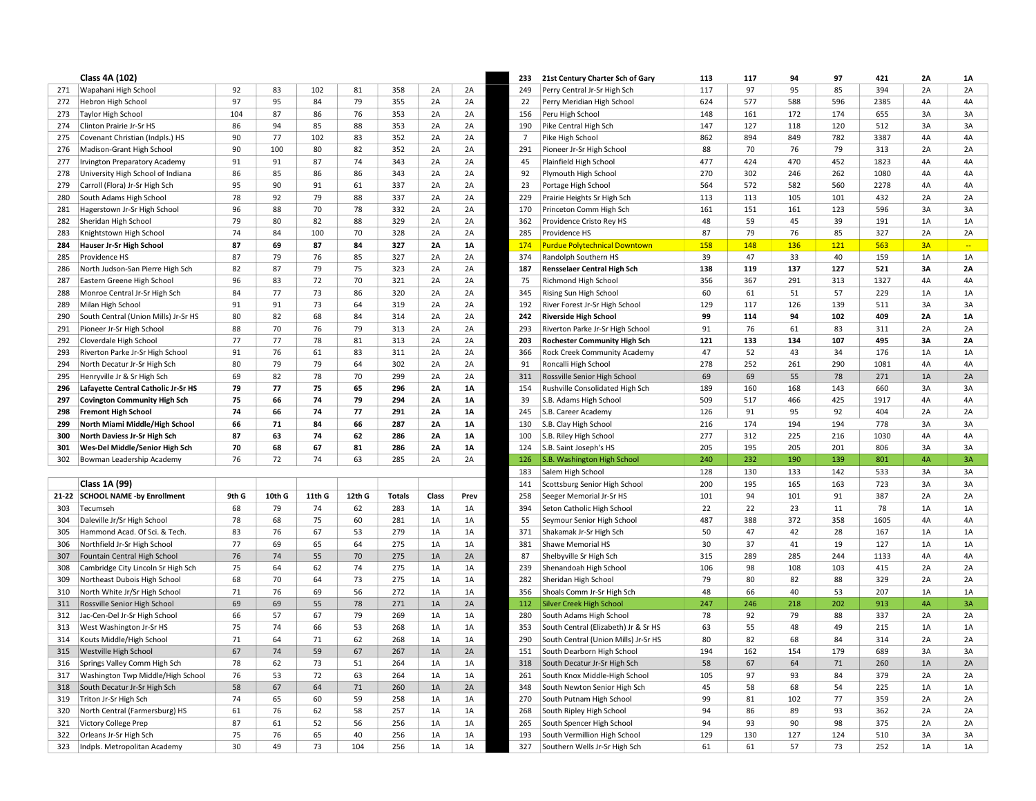## Class 4A (102)

| | Class 4A (102) | | | | | | | |
|---|---|---|---|---|---|---|---|---|
| 271 | Wapahani High School | 92 | 83 | 102 | 81 | 358 | 2A | 2A |
| 272 | Hebron High School | 97 | 95 | 84 | 79 | 355 | 2A | 2A |
| 273 | Taylor High School | 104 | 87 | 86 | 76 | 353 | 2A | 2A |
| 274 | Clinton Prairie Jr-Sr HS | 86 | 94 | 85 | 88 | 353 | 2A | 2A |
| 275 | Covenant Christian (Indpls.) HS | 90 | 77 | 102 | 83 | 352 | 2A | 2A |
| 276 | Madison-Grant High School | 90 | 100 | 80 | 82 | 352 | 2A | 2A |
| 277 | Irvington Preparatory Academy | 91 | 91 | 87 | 74 | 343 | 2A | 2A |
| 278 | University High School of Indiana | 86 | 85 | 86 | 86 | 343 | 2A | 2A |
| 279 | Carroll (Flora) Jr-Sr High Sch | 95 | 90 | 91 | 61 | 337 | 2A | 2A |
| 280 | South Adams High School | 78 | 92 | 79 | 88 | 337 | 2A | 2A |
| 281 | Hagerstown Jr-Sr High School | 96 | 88 | 70 | 78 | 332 | 2A | 2A |
| 282 | Sheridan High School | 79 | 80 | 82 | 88 | 329 | 2A | 2A |
| 283 | Knightstown High School | 74 | 84 | 100 | 70 | 328 | 2A | 2A |
| **284** | **Hauser Jr-Sr High School** | **87** | **69** | **87** | **84** | **327** | **2A** | **1A** |
| 285 | Providence HS | 87 | 79 | 76 | 85 | 327 | 2A | 2A |
| 286 | North Judson-San Pierre High Sch | 82 | 87 | 79 | 75 | 323 | 2A | 2A |
| 287 | Eastern Greene High School | 96 | 83 | 72 | 70 | 321 | 2A | 2A |
| 288 | Monroe Central Jr-Sr High Sch | 84 | 77 | 73 | 86 | 320 | 2A | 2A |
| 289 | Milan High School | 91 | 91 | 73 | 64 | 319 | 2A | 2A |
| 290 | South Central (Union Mills) Jr-Sr HS | 80 | 82 | 68 | 84 | 314 | 2A | 2A |
| 291 | Pioneer Jr-Sr High School | 88 | 70 | 76 | 79 | 313 | 2A | 2A |
| 292 | Cloverdale High School | 77 | 77 | 78 | 81 | 313 | 2A | 2A |
| 293 | Riverton Parke Jr-Sr High School | 91 | 76 | 61 | 83 | 311 | 2A | 2A |
| 294 | North Decatur Jr-Sr High Sch | 80 | 79 | 79 | 64 | 302 | 2A | 2A |
| 295 | Henryville Jr & Sr High Sch | 69 | 82 | 78 | 70 | 299 | 2A | 2A |
| **296** | **Lafayette Central Catholic Jr-Sr HS** | **79** | **77** | **75** | **65** | **296** | **2A** | **1A** |
| **297** | **Covington Community High Sch** | **75** | **66** | **74** | **79** | **294** | **2A** | **1A** |
| **298** | **Fremont High School** | **74** | **66** | **74** | **77** | **291** | **2A** | **1A** |
| **299** | **North Miami Middle/High School** | **66** | **71** | **84** | **66** | **287** | **2A** | **1A** |
| **300** | **North Daviess Jr-Sr High Sch** | **87** | **63** | **74** | **62** | **286** | **2A** | **1A** |
| **301** | **Wes-Del Middle/Senior High Sch** | **70** | **68** | **67** | **81** | **286** | **2A** | **1A** |
| 302 | Bowman Leadership Academy | 76 | 72 | 74 | 63 | 285 | 2A | 2A |

## Class 1A (99)

| 21-22 | SCHOOL NAME -by Enrollment | 9th G | 10th G | 11th G | 12th G | Totals | Class | Prev |
|---|---|---|---|---|---|---|---|---|
| 303 | Tecumseh | 68 | 79 | 74 | 62 | 283 | 1A | 1A |
| 304 | Daleville Jr/Sr High School | 78 | 68 | 75 | 60 | 281 | 1A | 1A |
| 305 | Hammond Acad. Of Sci. & Tech. | 83 | 76 | 67 | 53 | 279 | 1A | 1A |
| 306 | Northfield Jr-Sr High School | 77 | 69 | 65 | 64 | 275 | 1A | 1A |
| 307 | Fountain Central High School | 76 | 74 | 55 | 70 | 275 | 1A | 2A |
| 308 | Cambridge City Lincoln Sr High Sch | 75 | 64 | 62 | 74 | 275 | 1A | 1A |
| 309 | Northeast Dubois High School | 68 | 70 | 64 | 73 | 275 | 1A | 1A |
| 310 | North White Jr/Sr High School | 71 | 76 | 69 | 56 | 272 | 1A | 1A |
| 311 | Rossville Senior High School | 69 | 69 | 55 | 78 | 271 | 1A | 2A |
| 312 | Jac-Cen-Del Jr-Sr High School | 66 | 57 | 67 | 79 | 269 | 1A | 1A |
| 313 | West Washington Jr-Sr HS | 75 | 74 | 66 | 53 | 268 | 1A | 1A |
| 314 | Kouts Middle/High School | 71 | 64 | 71 | 62 | 268 | 1A | 1A |
| 315 | Westville High School | 67 | 74 | 59 | 67 | 267 | 1A | 2A |
| 316 | Springs Valley Comm High Sch | 78 | 62 | 73 | 51 | 264 | 1A | 1A |
| 317 | Washington Twp Middle/High School | 76 | 53 | 72 | 63 | 264 | 1A | 1A |
| 318 | South Decatur Jr-Sr High Sch | 58 | 67 | 64 | 71 | 260 | 1A | 2A |
| 319 | Triton Jr-Sr High Sch | 74 | 65 | 60 | 59 | 258 | 1A | 1A |
| 320 | North Central (Farmersburg) HS | 61 | 76 | 62 | 58 | 257 | 1A | 1A |
| 321 | Victory College Prep | 87 | 61 | 52 | 56 | 256 | 1A | 1A |
| 322 | Orleans Jr-Sr High Sch | 75 | 76 | 65 | 40 | 256 | 1A | 1A |
| 323 | Indpls. Metropolitan Academy | 30 | 49 | 73 | 104 | 256 | 1A | 1A |

| | | | | | | | | |
|---|---|---|---|---|---|---|---|---|
| **233** | **21st Century Charter Sch of Gary** | **113** | **117** | **94** | **97** | **421** | **2A** | **1A** |
| 249 | Perry Central Jr-Sr High Sch | 117 | 97 | 95 | 85 | 394 | 2A | 2A |
| 22 | Perry Meridian High School | 624 | 577 | 588 | 596 | 2385 | 4A | 4A |
| 156 | Peru High School | 148 | 161 | 172 | 174 | 655 | 3A | 3A |
| 190 | Pike Central High Sch | 147 | 127 | 118 | 120 | 512 | 3A | 3A |
| 7 | Pike High School | 862 | 894 | 849 | 782 | 3387 | 4A | 4A |
| 291 | Pioneer Jr-Sr High School | 88 | 70 | 76 | 79 | 313 | 2A | 2A |
| 45 | Plainfield High School | 477 | 424 | 470 | 452 | 1823 | 4A | 4A |
| 92 | Plymouth High School | 270 | 302 | 246 | 262 | 1080 | 4A | 4A |
| 23 | Portage High School | 564 | 572 | 582 | 560 | 2278 | 4A | 4A |
| 229 | Prairie Heights Sr High Sch | 113 | 113 | 105 | 101 | 432 | 2A | 2A |
| 170 | Princeton Comm High Sch | 161 | 151 | 161 | 123 | 596 | 3A | 3A |
| 362 | Providence Cristo Rey HS | 48 | 59 | 45 | 39 | 191 | 1A | 1A |
| 285 | Providence HS | 87 | 79 | 76 | 85 | 327 | 2A | 2A |
| 174 | Purdue Polytechnical Downtown | 158 | 148 | 136 | 121 | 563 | 3A | -- |
| 374 | Randolph Southern HS | 39 | 47 | 33 | 40 | 159 | 1A | 1A |
| **187** | **Rensselaer Central High Sch** | **138** | **119** | **137** | **127** | **521** | **3A** | **2A** |
| 75 | Richmond High School | 356 | 367 | 291 | 313 | 1327 | 4A | 4A |
| 345 | Rising Sun High School | 60 | 61 | 51 | 57 | 229 | 1A | 1A |
| 192 | River Forest Jr-Sr High School | 129 | 117 | 126 | 139 | 511 | 3A | 3A |
| **242** | **Riverside High School** | **99** | **114** | **94** | **102** | **409** | **2A** | **1A** |
| 293 | Riverton Parke Jr-Sr High School | 91 | 76 | 61 | 83 | 311 | 2A | 2A |
| **203** | **Rochester Community High Sch** | **121** | **133** | **134** | **107** | **495** | **3A** | **2A** |
| 366 | Rock Creek Community Academy | 47 | 52 | 43 | 34 | 176 | 1A | 1A |
| 91 | Roncalli High School | 278 | 252 | 261 | 290 | 1081 | 4A | 4A |
| 311 | Rossville Senior High School | 69 | 69 | 55 | 78 | 271 | 1A | 2A |
| 154 | Rushville Consolidated High Sch | 189 | 160 | 168 | 143 | 660 | 3A | 3A |
| 39 | S.B. Adams High School | 509 | 517 | 466 | 425 | 1917 | 4A | 4A |
| 245 | S.B. Career Academy | 126 | 91 | 95 | 92 | 404 | 2A | 2A |
| 130 | S.B. Clay High School | 216 | 174 | 194 | 194 | 778 | 3A | 3A |
| 100 | S.B. Riley High School | 277 | 312 | 225 | 216 | 1030 | 4A | 4A |
| 124 | S.B. Saint Joseph's HS | 205 | 195 | 205 | 201 | 806 | 3A | 3A |
| 126 | S.B. Washington High School | 240 | 232 | 190 | 139 | 801 | 4A | 3A |
| 183 | Salem High School | 128 | 130 | 133 | 142 | 533 | 3A | 3A |
| 141 | Scottsburg Senior High School | 200 | 195 | 165 | 163 | 723 | 3A | 3A |
| 258 | Seeger Memorial Jr-Sr HS | 101 | 94 | 101 | 91 | 387 | 2A | 2A |
| 394 | Seton Catholic High School | 22 | 22 | 23 | 11 | 78 | 1A | 1A |
| 55 | Seymour Senior High School | 487 | 388 | 372 | 358 | 1605 | 4A | 4A |
| 371 | Shakamak Jr-Sr High Sch | 50 | 47 | 42 | 28 | 167 | 1A | 1A |
| 381 | Shawe Memorial HS | 30 | 37 | 41 | 19 | 127 | 1A | 1A |
| 87 | Shelbyville Sr High Sch | 315 | 289 | 285 | 244 | 1133 | 4A | 4A |
| 239 | Shenandoah High School | 106 | 98 | 108 | 103 | 415 | 2A | 2A |
| 282 | Sheridan High School | 79 | 80 | 82 | 88 | 329 | 2A | 2A |
| 356 | Shoals Comm Jr-Sr High Sch | 48 | 66 | 40 | 53 | 207 | 1A | 1A |
| 112 | Silver Creek High School | 247 | 246 | 218 | 202 | 913 | 4A | 3A |
| 280 | South Adams High School | 78 | 92 | 79 | 88 | 337 | 2A | 2A |
| 353 | South Central (Elizabeth) Jr & Sr HS | 63 | 55 | 48 | 49 | 215 | 1A | 1A |
| 290 | South Central (Union Mills) Jr-Sr HS | 80 | 82 | 68 | 84 | 314 | 2A | 2A |
| 151 | South Dearborn High School | 194 | 162 | 154 | 179 | 689 | 3A | 3A |
| 318 | South Decatur Jr-Sr High Sch | 58 | 67 | 64 | 71 | 260 | 1A | 2A |
| 261 | South Knox Middle-High School | 105 | 97 | 93 | 84 | 379 | 2A | 2A |
| 348 | South Newton Senior High Sch | 45 | 58 | 68 | 54 | 225 | 1A | 1A |
| 270 | South Putnam High School | 99 | 81 | 102 | 77 | 359 | 2A | 2A |
| 268 | South Ripley High School | 94 | 86 | 89 | 93 | 362 | 2A | 2A |
| 265 | South Spencer High School | 94 | 93 | 90 | 98 | 375 | 2A | 2A |
| 193 | South Vermillion High School | 129 | 130 | 127 | 124 | 510 | 3A | 3A |
| 327 | Southern Wells Jr-Sr High Sch | 61 | 61 | 57 | 73 | 252 | 1A | 1A |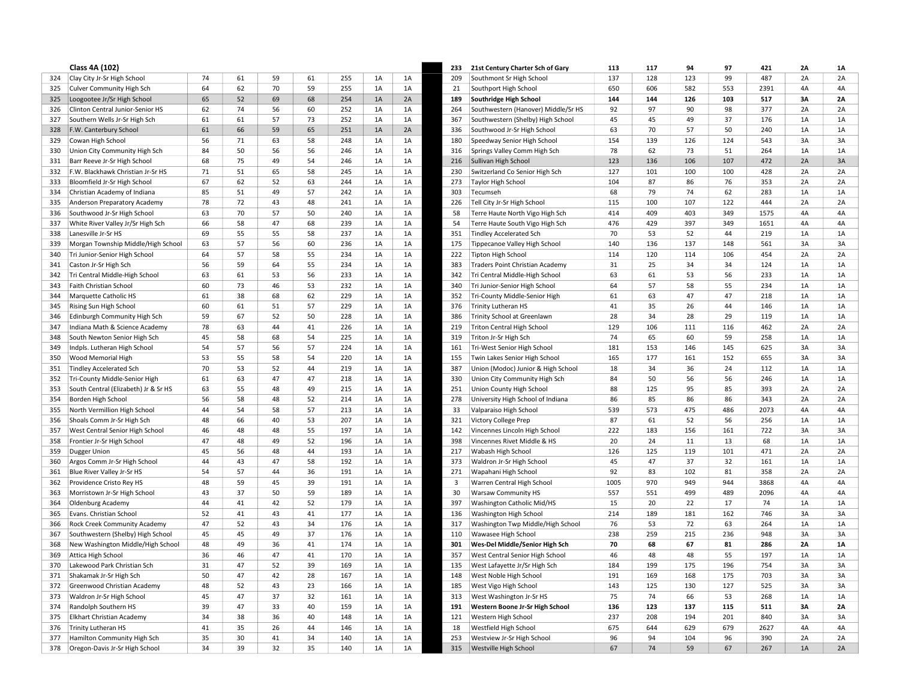## Class 4A (102)

| | | | | | | | | |
|---|---|---|---|---|---|---|---|---|
| 324 | Clay City Jr-Sr High School | 74 | 61 | 59 | 61 | 255 | 1A | 1A |
| 325 | Culver Community High Sch | 64 | 62 | 70 | 59 | 255 | 1A | 1A |
| 325 | Loogootee Jr/Sr High School | 65 | 52 | 69 | 68 | 254 | 1A | 2A |
| 326 | Clinton Central Junior-Senior HS | 62 | 74 | 56 | 60 | 252 | 1A | 1A |
| 327 | Southern Wells Jr-Sr High Sch | 61 | 61 | 57 | 73 | 252 | 1A | 1A |
| 328 | F.W. Canterbury School | 61 | 66 | 59 | 65 | 251 | 1A | 2A |
| 329 | Cowan High School | 56 | 71 | 63 | 58 | 248 | 1A | 1A |
| 330 | Union City Community High Sch | 84 | 50 | 56 | 56 | 246 | 1A | 1A |
| 331 | Barr Reeve Jr-Sr High School | 68 | 75 | 49 | 54 | 246 | 1A | 1A |
| 332 | F.W. Blackhawk Christian Jr-Sr HS | 71 | 51 | 65 | 58 | 245 | 1A | 1A |
| 333 | Bloomfield Jr-Sr High School | 67 | 62 | 52 | 63 | 244 | 1A | 1A |
| 334 | Christian Academy of Indiana | 85 | 51 | 49 | 57 | 242 | 1A | 1A |
| 335 | Anderson Preparatory Academy | 78 | 72 | 43 | 48 | 241 | 1A | 1A |
| 336 | Southwood Jr-Sr High School | 63 | 70 | 57 | 50 | 240 | 1A | 1A |
| 337 | White River Valley Jr/Sr High Sch | 66 | 58 | 47 | 68 | 239 | 1A | 1A |
| 338 | Lanesville Jr-Sr HS | 69 | 55 | 55 | 58 | 237 | 1A | 1A |
| 339 | Morgan Township Middle/High School | 63 | 57 | 56 | 60 | 236 | 1A | 1A |
| 340 | Tri Junior-Senior High School | 64 | 57 | 58 | 55 | 234 | 1A | 1A |
| 341 | Caston Jr-Sr High Sch | 56 | 59 | 64 | 55 | 234 | 1A | 1A |
| 342 | Tri Central Middle-High School | 63 | 61 | 53 | 56 | 233 | 1A | 1A |
| 343 | Faith Christian School | 60 | 73 | 46 | 53 | 232 | 1A | 1A |
| 344 | Marquette Catholic HS | 61 | 38 | 68 | 62 | 229 | 1A | 1A |
| 345 | Rising Sun High School | 60 | 61 | 51 | 57 | 229 | 1A | 1A |
| 346 | Edinburgh Community High Sch | 59 | 67 | 52 | 50 | 228 | 1A | 1A |
| 347 | Indiana Math & Science Academy | 78 | 63 | 44 | 41 | 226 | 1A | 1A |
| 348 | South Newton Senior High Sch | 45 | 58 | 68 | 54 | 225 | 1A | 1A |
| 349 | Indpls. Lutheran High School | 54 | 57 | 56 | 57 | 224 | 1A | 1A |
| 350 | Wood Memorial High | 53 | 55 | 58 | 54 | 220 | 1A | 1A |
| 351 | Tindley Accelerated Sch | 70 | 53 | 52 | 44 | 219 | 1A | 1A |
| 352 | Tri-County Middle-Senior High | 61 | 63 | 47 | 47 | 218 | 1A | 1A |
| 353 | South Central (Elizabeth) Jr & Sr HS | 63 | 55 | 48 | 49 | 215 | 1A | 1A |
| 354 | Borden High School | 56 | 58 | 48 | 52 | 214 | 1A | 1A |
| 355 | North Vermillion High School | 44 | 54 | 58 | 57 | 213 | 1A | 1A |
| 356 | Shoals Comm Jr-Sr High Sch | 48 | 66 | 40 | 53 | 207 | 1A | 1A |
| 357 | West Central Senior High School | 46 | 48 | 48 | 55 | 197 | 1A | 1A |
| 358 | Frontier Jr-Sr High School | 47 | 48 | 49 | 52 | 196 | 1A | 1A |
| 359 | Dugger Union | 45 | 56 | 48 | 44 | 193 | 1A | 1A |
| 360 | Argos Comm Jr-Sr High School | 44 | 43 | 47 | 58 | 192 | 1A | 1A |
| 361 | Blue River Valley Jr-Sr HS | 54 | 57 | 44 | 36 | 191 | 1A | 1A |
| 362 | Providence Cristo Rey HS | 48 | 59 | 45 | 39 | 191 | 1A | 1A |
| 363 | Morristown Jr-Sr High School | 43 | 37 | 50 | 59 | 189 | 1A | 1A |
| 364 | Oldenburg Academy | 44 | 41 | 42 | 52 | 179 | 1A | 1A |
| 365 | Evans. Christian School | 52 | 41 | 43 | 41 | 177 | 1A | 1A |
| 366 | Rock Creek Community Academy | 47 | 52 | 43 | 34 | 176 | 1A | 1A |
| 367 | Southwestern (Shelby) High School | 45 | 45 | 49 | 37 | 176 | 1A | 1A |
| 368 | New Washington Middle/High School | 48 | 49 | 36 | 41 | 174 | 1A | 1A |
| 369 | Attica High School | 36 | 46 | 47 | 41 | 170 | 1A | 1A |
| 370 | Lakewood Park Christian Sch | 31 | 47 | 52 | 39 | 169 | 1A | 1A |
| 371 | Shakamak Jr-Sr High Sch | 50 | 47 | 42 | 28 | 167 | 1A | 1A |
| 372 | Greenwood Christian Academy | 48 | 52 | 43 | 23 | 166 | 1A | 1A |
| 373 | Waldron Jr-Sr High School | 45 | 47 | 37 | 32 | 161 | 1A | 1A |
| 374 | Randolph Southern HS | 39 | 47 | 33 | 40 | 159 | 1A | 1A |
| 375 | Elkhart Christian Academy | 34 | 38 | 36 | 40 | 148 | 1A | 1A |
| 376 | Trinity Lutheran HS | 41 | 35 | 26 | 44 | 146 | 1A | 1A |
| 377 | Hamilton Community High Sch | 35 | 30 | 41 | 34 | 140 | 1A | 1A |
| 378 | Oregon-Davis Jr-Sr High School | 34 | 39 | 32 | 35 | 140 | 1A | 1A |

| | | | | | | | | |
|---|---|---|---|---|---|---|---|---|
| **233** | **21st Century Charter Sch of Gary** | **113** | **117** | **94** | **97** | **421** | **2A** | **1A** |
| 209 | Southmont Sr High School | 137 | 128 | 123 | 99 | 487 | 2A | 2A |
| 21 | Southport High School | 650 | 606 | 582 | 553 | 2391 | 4A | 4A |
| **189** | **Southridge High School** | **144** | **144** | **126** | **103** | **517** | **3A** | **2A** |
| 264 | Southwestern (Hanover) Middle/Sr HS | 92 | 97 | 90 | 98 | 377 | 2A | 2A |
| 367 | Southwestern (Shelby) High School | 45 | 45 | 49 | 37 | 176 | 1A | 1A |
| 336 | Southwood Jr-Sr High School | 63 | 70 | 57 | 50 | 240 | 1A | 1A |
| 180 | Speedway Senior High School | 154 | 139 | 126 | 124 | 543 | 3A | 3A |
| 316 | Springs Valley Comm High Sch | 78 | 62 | 73 | 51 | 264 | 1A | 1A |
| 216 | Sullivan High School | 123 | 136 | 106 | 107 | 472 | 2A | 3A |
| 230 | Switzerland Co Senior High Sch | 127 | 101 | 100 | 100 | 428 | 2A | 2A |
| 273 | Taylor High School | 104 | 87 | 86 | 76 | 353 | 2A | 2A |
| 303 | Tecumseh | 68 | 79 | 74 | 62 | 283 | 1A | 1A |
| 226 | Tell City Jr-Sr High School | 115 | 100 | 107 | 122 | 444 | 2A | 2A |
| 58 | Terre Haute North Vigo High Sch | 414 | 409 | 403 | 349 | 1575 | 4A | 4A |
| 54 | Terre Haute South Vigo High Sch | 476 | 429 | 397 | 349 | 1651 | 4A | 4A |
| 351 | Tindley Accelerated Sch | 70 | 53 | 52 | 44 | 219 | 1A | 1A |
| 175 | Tippecanoe Valley High School | 140 | 136 | 137 | 148 | 561 | 3A | 3A |
| 222 | Tipton High School | 114 | 120 | 114 | 106 | 454 | 2A | 2A |
| 383 | Traders Point Christian Academy | 31 | 25 | 34 | 34 | 124 | 1A | 1A |
| 342 | Tri Central Middle-High School | 63 | 61 | 53 | 56 | 233 | 1A | 1A |
| 340 | Tri Junior-Senior High School | 64 | 57 | 58 | 55 | 234 | 1A | 1A |
| 352 | Tri-County Middle-Senior High | 61 | 63 | 47 | 47 | 218 | 1A | 1A |
| 376 | Trinity Lutheran HS | 41 | 35 | 26 | 44 | 146 | 1A | 1A |
| 386 | Trinity School at Greenlawn | 28 | 34 | 28 | 29 | 119 | 1A | 1A |
| 219 | Triton Central High School | 129 | 106 | 111 | 116 | 462 | 2A | 2A |
| 319 | Triton Jr-Sr High Sch | 74 | 65 | 60 | 59 | 258 | 1A | 1A |
| 161 | Tri-West Senior High School | 181 | 153 | 146 | 145 | 625 | 3A | 3A |
| 155 | Twin Lakes Senior High School | 165 | 177 | 161 | 152 | 655 | 3A | 3A |
| 387 | Union (Modoc) Junior & High School | 18 | 34 | 36 | 24 | 112 | 1A | 1A |
| 330 | Union City Community High Sch | 84 | 50 | 56 | 56 | 246 | 1A | 1A |
| 251 | Union County High School | 88 | 125 | 95 | 85 | 393 | 2A | 2A |
| 278 | University High School of Indiana | 86 | 85 | 86 | 86 | 343 | 2A | 2A |
| 33 | Valparaiso High School | 539 | 573 | 475 | 486 | 2073 | 4A | 4A |
| 321 | Victory College Prep | 87 | 61 | 52 | 56 | 256 | 1A | 1A |
| 142 | Vincennes Lincoln High School | 222 | 183 | 156 | 161 | 722 | 3A | 3A |
| 398 | Vincennes Rivet Middle & HS | 20 | 24 | 11 | 13 | 68 | 1A | 1A |
| 217 | Wabash High School | 126 | 125 | 119 | 101 | 471 | 2A | 2A |
| 373 | Waldron Jr-Sr High School | 45 | 47 | 37 | 32 | 161 | 1A | 1A |
| 271 | Wapahani High School | 92 | 83 | 102 | 81 | 358 | 2A | 2A |
| 3 | Warren Central High School | 1005 | 970 | 949 | 944 | 3868 | 4A | 4A |
| 30 | Warsaw Community HS | 557 | 551 | 499 | 489 | 2096 | 4A | 4A |
| 397 | Washington Catholic Mid/HS | 15 | 20 | 22 | 17 | 74 | 1A | 1A |
| 136 | Washington High School | 214 | 189 | 181 | 162 | 746 | 3A | 3A |
| 317 | Washington Twp Middle/High School | 76 | 53 | 72 | 63 | 264 | 1A | 1A |
| 110 | Wawasee High School | 238 | 259 | 215 | 236 | 948 | 3A | 3A |
| **301** | **Wes-Del Middle/Senior High Sch** | **70** | **68** | **67** | **81** | **286** | **2A** | **1A** |
| 357 | West Central Senior High School | 46 | 48 | 48 | 55 | 197 | 1A | 1A |
| 135 | West Lafayette Jr/Sr High Sch | 184 | 199 | 175 | 196 | 754 | 3A | 3A |
| 148 | West Noble High School | 191 | 169 | 168 | 175 | 703 | 3A | 3A |
| 185 | West Vigo High School | 143 | 125 | 130 | 127 | 525 | 3A | 3A |
| 313 | West Washington Jr-Sr HS | 75 | 74 | 66 | 53 | 268 | 1A | 1A |
| **191** | **Western Boone Jr-Sr High School** | **136** | **123** | **137** | **115** | **511** | **3A** | **2A** |
| 121 | Western High School | 237 | 208 | 194 | 201 | 840 | 3A | 3A |
| 18 | Westfield High School | 675 | 644 | 629 | 679 | 2627 | 4A | 4A |
| 253 | Westview Jr-Sr High School | 96 | 94 | 104 | 96 | 390 | 2A | 2A |
| 315 | Westville High School | 67 | 74 | 59 | 67 | 267 | 1A | 2A |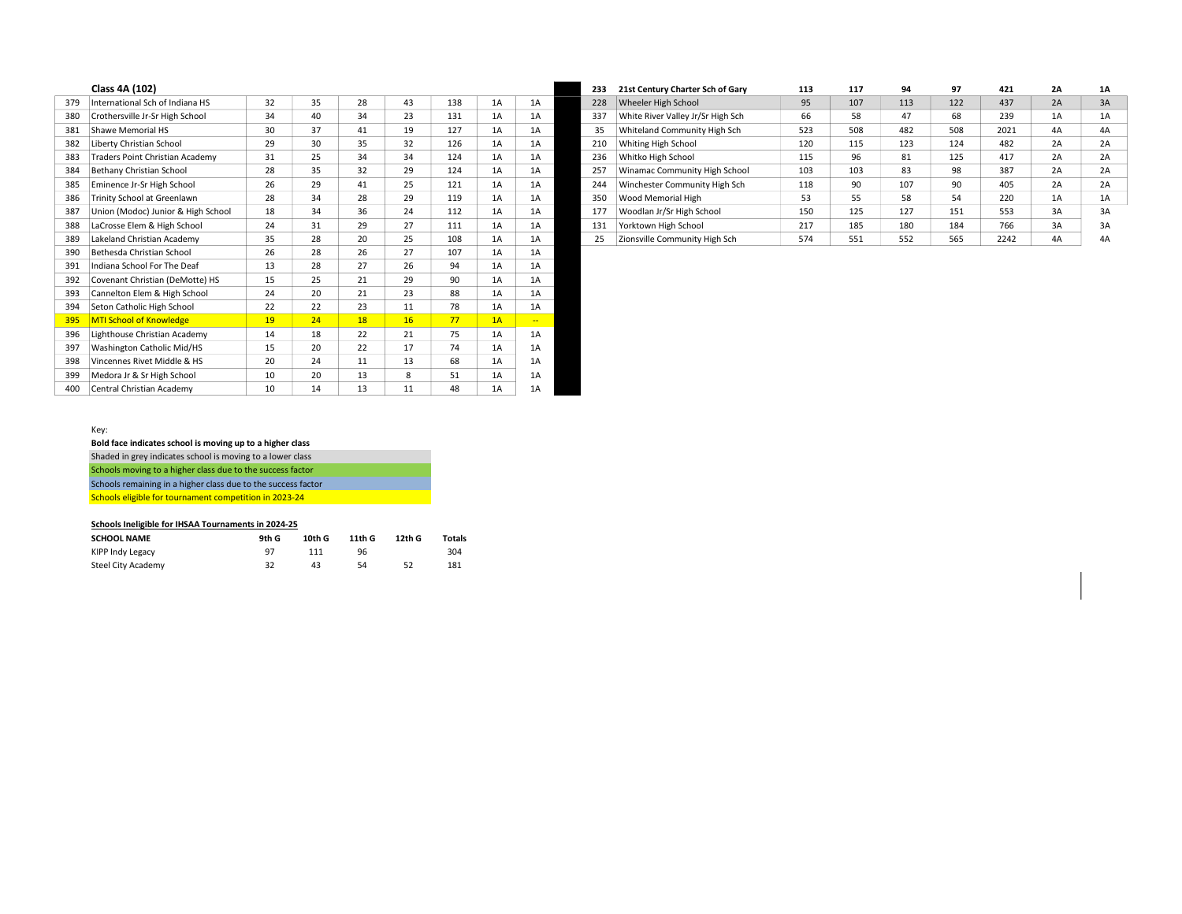## Class 4A (102)

| | | | | | | | | |
|---|---|---|---|---|---|---|---|---|
| 379 | International Sch of Indiana HS | 32 | 35 | 28 | 43 | 138 | 1A | 1A |
| 380 | Crothersville Jr-Sr High School | 34 | 40 | 34 | 23 | 131 | 1A | 1A |
| 381 | Shawe Memorial HS | 30 | 37 | 41 | 19 | 127 | 1A | 1A |
| 382 | Liberty Christian School | 29 | 30 | 35 | 32 | 126 | 1A | 1A |
| 383 | Traders Point Christian Academy | 31 | 25 | 34 | 34 | 124 | 1A | 1A |
| 384 | Bethany Christian School | 28 | 35 | 32 | 29 | 124 | 1A | 1A |
| 385 | Eminence Jr-Sr High School | 26 | 29 | 41 | 25 | 121 | 1A | 1A |
| 386 | Trinity School at Greenlawn | 28 | 34 | 28 | 29 | 119 | 1A | 1A |
| 387 | Union (Modoc) Junior & High School | 18 | 34 | 36 | 24 | 112 | 1A | 1A |
| 388 | LaCrosse Elem & High School | 24 | 31 | 29 | 27 | 111 | 1A | 1A |
| 389 | Lakeland Christian Academy | 35 | 28 | 20 | 25 | 108 | 1A | 1A |
| 390 | Bethesda Christian School | 26 | 28 | 26 | 27 | 107 | 1A | 1A |
| 391 | Indiana School For The Deaf | 13 | 28 | 27 | 26 | 94 | 1A | 1A |
| 392 | Covenant Christian (DeMotte) HS | 15 | 25 | 21 | 29 | 90 | 1A | 1A |
| 393 | Cannelton Elem & High School | 24 | 20 | 21 | 23 | 88 | 1A | 1A |
| 394 | Seton Catholic High School | 22 | 22 | 23 | 11 | 78 | 1A | 1A |
| 395 | MTI School of Knowledge | 19 | 24 | 18 | 16 | 77 | 1A | -- |
| 396 | Lighthouse Christian Academy | 14 | 18 | 22 | 21 | 75 | 1A | 1A |
| 397 | Washington Catholic Mid/HS | 15 | 20 | 22 | 17 | 74 | 1A | 1A |
| 398 | Vincennes Rivet Middle & HS | 20 | 24 | 11 | 13 | 68 | 1A | 1A |
| 399 | Medora Jr & Sr High School | 10 | 20 | 13 | 8 | 51 | 1A | 1A |
| 400 | Central Christian Academy | 10 | 14 | 13 | 11 | 48 | 1A | 1A |

| | | | | | | | | |
|---|---|---|---|---|---|---|---|---|
| **233** | **21st Century Charter Sch of Gary** | **113** | **117** | **94** | **97** | **421** | **2A** | **1A** |
| 228 | Wheeler High School | 95 | 107 | 113 | 122 | 437 | 2A | 3A |
| 337 | White River Valley Jr/Sr High Sch | 66 | 58 | 47 | 68 | 239 | 1A | 1A |
| 35 | Whiteland Community High Sch | 523 | 508 | 482 | 508 | 2021 | 4A | 4A |
| 210 | Whiting High School | 120 | 115 | 123 | 124 | 482 | 2A | 2A |
| 236 | Whitko High School | 115 | 96 | 81 | 125 | 417 | 2A | 2A |
| 257 | Winamac Community High School | 103 | 103 | 83 | 98 | 387 | 2A | 2A |
| 244 | Winchester Community High Sch | 118 | 90 | 107 | 90 | 405 | 2A | 2A |
| 350 | Wood Memorial High | 53 | 55 | 58 | 54 | 220 | 1A | 1A |
| 177 | Woodlan Jr/Sr High School | 150 | 125 | 127 | 151 | 553 | 3A | 3A |
| 131 | Yorktown High School | 217 | 185 | 180 | 184 | 766 | 3A | 3A |
| 25 | Zionsville Community High Sch | 574 | 551 | 552 | 565 | 2242 | 4A | 4A |

Key:

**Bold face indicates school is moving up to a higher class**

Shaded in grey indicates school is moving to a lower class

Schools moving to a higher class due to the success factor

Schools remaining in a higher class due to the success factor

Schools eligible for tournament competition in 2023-24

**Schools Ineligible for IHSAA Tournaments in 2024-25**

| SCHOOL NAME | 9th G | 10th G | 11th G | 12th G | Totals |
|---|---|---|---|---|---|
| KIPP Indy Legacy | 97 | 111 | 96 | | 304 |
| Steel City Academy | 32 | 43 | 54 | 52 | 181 |